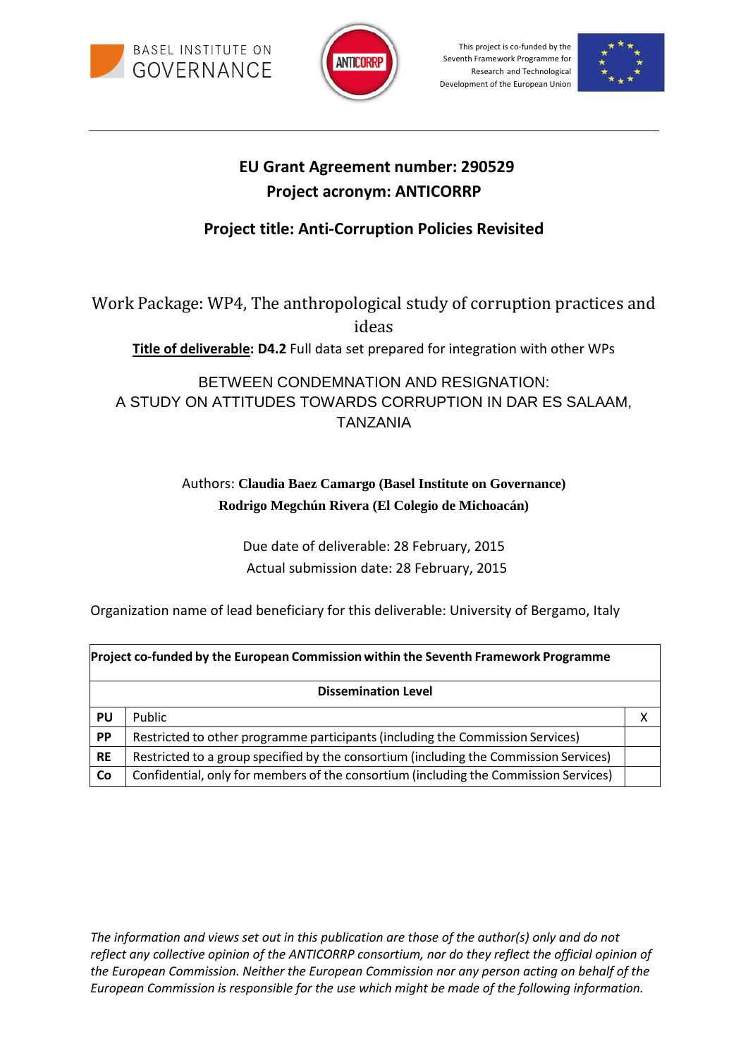BASEL INSTITUTE ON GOVERNANCE

ANTICORRP

This project is co-funded by the Seventh Framework Programme for Research and Technological Development of the European Union

**EU Grant Agreement number: 290529**

**Project acronym: ANTICORRP**

**Project title: Anti-Corruption Policies Revisited**

Work Package: WP4, The anthropological study of corruption practices and ideas

**Title of deliverable: D4.2** Full data set prepared for integration with other WPs

BETWEEN CONDEMNATION AND RESIGNATION:
A STUDY ON ATTITUDES TOWARDS CORRUPTION IN DAR ES SALAAM, TANZANIA

Authors: **Claudia Baez Camargo (Basel Institute on Governance)**
**Rodrigo Megchún Rivera (El Colegio de Michoacán)**

Due date of deliverable: 28 February, 2015
Actual submission date: 28 February, 2015

Organization name of lead beneficiary for this deliverable: University of Bergamo, Italy

| **Project co-funded by the European Commission within the Seventh Framework Programme** | | |
|---|---|---|
| **Dissemination Level** | | |
| **PU** | Public | X |
| **PP** | Restricted to other programme participants (including the Commission Services) | |
| **RE** | Restricted to a group specified by the consortium (including the Commission Services) | |
| **Co** | Confidential, only for members of the consortium (including the Commission Services) | |

*The information and views set out in this publication are those of the author(s) only and do not reflect any collective opinion of the ANTICORRP consortium, nor do they reflect the official opinion of the European Commission. Neither the European Commission nor any person acting on behalf of the European Commission is responsible for the use which might be made of the following information.*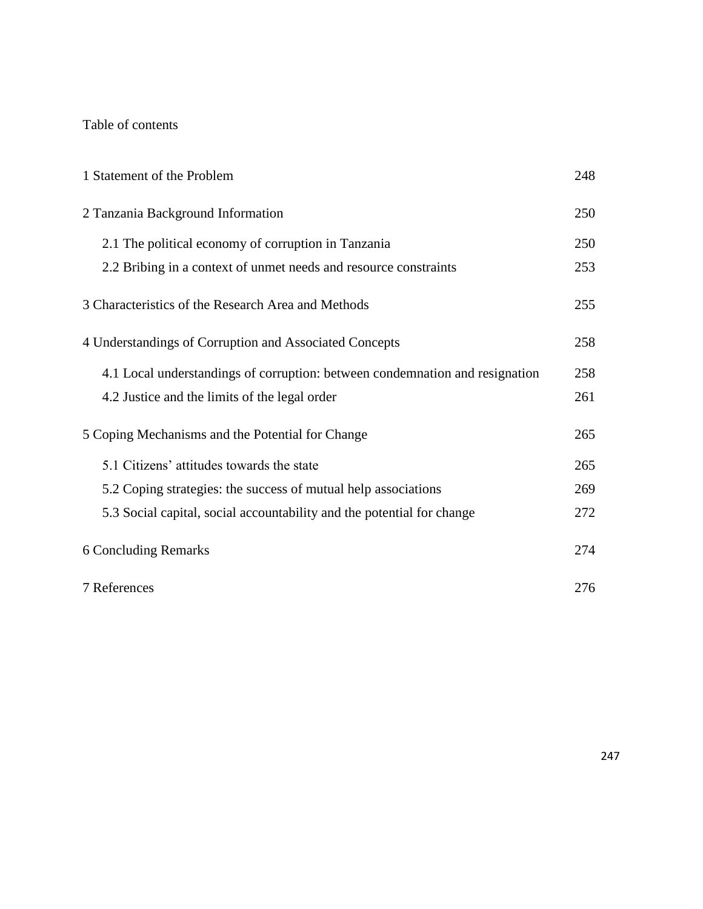Table of contents

| | |
|---|---|
| 1 Statement of the Problem | 248 |
| 2 Tanzania Background Information | 250 |
| 2.1 The political economy of corruption in Tanzania | 250 |
| 2.2 Bribing in a context of unmet needs and resource constraints | 253 |
| 3 Characteristics of the Research Area and Methods | 255 |
| 4 Understandings of Corruption and Associated Concepts | 258 |
| 4.1 Local understandings of corruption: between condemnation and resignation | 258 |
| 4.2 Justice and the limits of the legal order | 261 |
| 5 Coping Mechanisms and the Potential for Change | 265 |
| 5.1 Citizens' attitudes towards the state | 265 |
| 5.2 Coping strategies: the success of mutual help associations | 269 |
| 5.3 Social capital, social accountability and the potential for change | 272 |
| 6 Concluding Remarks | 274 |
| 7 References | 276 |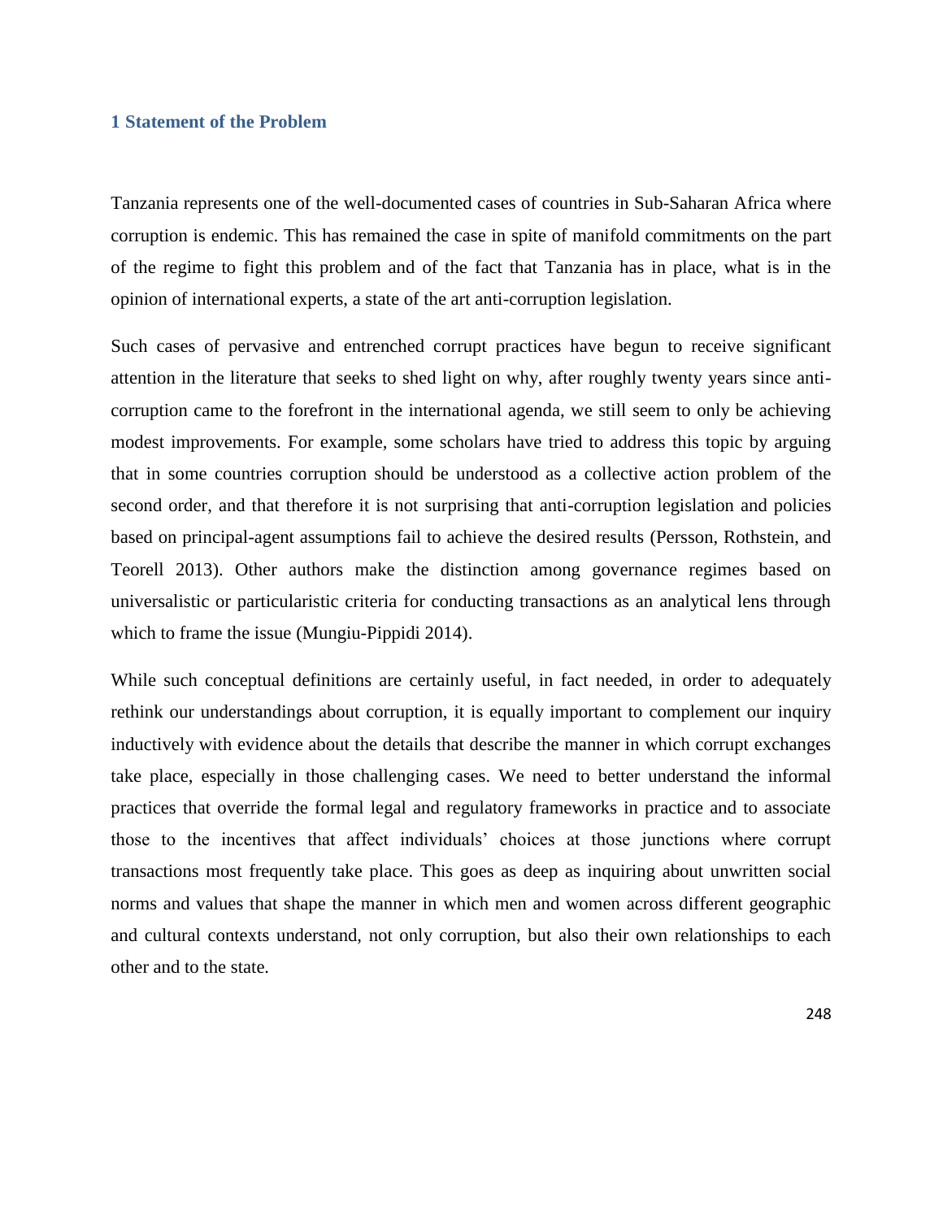## 1 Statement of the Problem

Tanzania represents one of the well-documented cases of countries in Sub-Saharan Africa where corruption is endemic. This has remained the case in spite of manifold commitments on the part of the regime to fight this problem and of the fact that Tanzania has in place, what is in the opinion of international experts, a state of the art anti-corruption legislation.

Such cases of pervasive and entrenched corrupt practices have begun to receive significant attention in the literature that seeks to shed light on why, after roughly twenty years since anti-corruption came to the forefront in the international agenda, we still seem to only be achieving modest improvements. For example, some scholars have tried to address this topic by arguing that in some countries corruption should be understood as a collective action problem of the second order, and that therefore it is not surprising that anti-corruption legislation and policies based on principal-agent assumptions fail to achieve the desired results (Persson, Rothstein, and Teorell 2013). Other authors make the distinction among governance regimes based on universalistic or particularistic criteria for conducting transactions as an analytical lens through which to frame the issue (Mungiu-Pippidi 2014).

While such conceptual definitions are certainly useful, in fact needed, in order to adequately rethink our understandings about corruption, it is equally important to complement our inquiry inductively with evidence about the details that describe the manner in which corrupt exchanges take place, especially in those challenging cases. We need to better understand the informal practices that override the formal legal and regulatory frameworks in practice and to associate those to the incentives that affect individuals' choices at those junctions where corrupt transactions most frequently take place. This goes as deep as inquiring about unwritten social norms and values that shape the manner in which men and women across different geographic and cultural contexts understand, not only corruption, but also their own relationships to each other and to the state.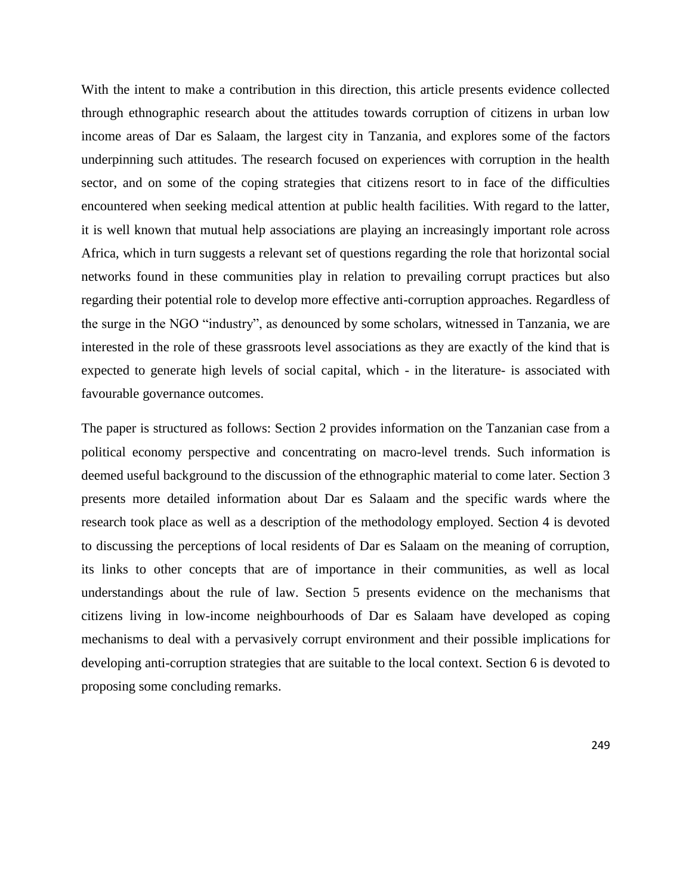With the intent to make a contribution in this direction, this article presents evidence collected through ethnographic research about the attitudes towards corruption of citizens in urban low income areas of Dar es Salaam, the largest city in Tanzania, and explores some of the factors underpinning such attitudes. The research focused on experiences with corruption in the health sector, and on some of the coping strategies that citizens resort to in face of the difficulties encountered when seeking medical attention at public health facilities. With regard to the latter, it is well known that mutual help associations are playing an increasingly important role across Africa, which in turn suggests a relevant set of questions regarding the role that horizontal social networks found in these communities play in relation to prevailing corrupt practices but also regarding their potential role to develop more effective anti-corruption approaches. Regardless of the surge in the NGO "industry", as denounced by some scholars, witnessed in Tanzania, we are interested in the role of these grassroots level associations as they are exactly of the kind that is expected to generate high levels of social capital, which - in the literature- is associated with favourable governance outcomes.

The paper is structured as follows: Section 2 provides information on the Tanzanian case from a political economy perspective and concentrating on macro-level trends. Such information is deemed useful background to the discussion of the ethnographic material to come later. Section 3 presents more detailed information about Dar es Salaam and the specific wards where the research took place as well as a description of the methodology employed. Section 4 is devoted to discussing the perceptions of local residents of Dar es Salaam on the meaning of corruption, its links to other concepts that are of importance in their communities, as well as local understandings about the rule of law. Section 5 presents evidence on the mechanisms that citizens living in low-income neighbourhoods of Dar es Salaam have developed as coping mechanisms to deal with a pervasively corrupt environment and their possible implications for developing anti-corruption strategies that are suitable to the local context. Section 6 is devoted to proposing some concluding remarks.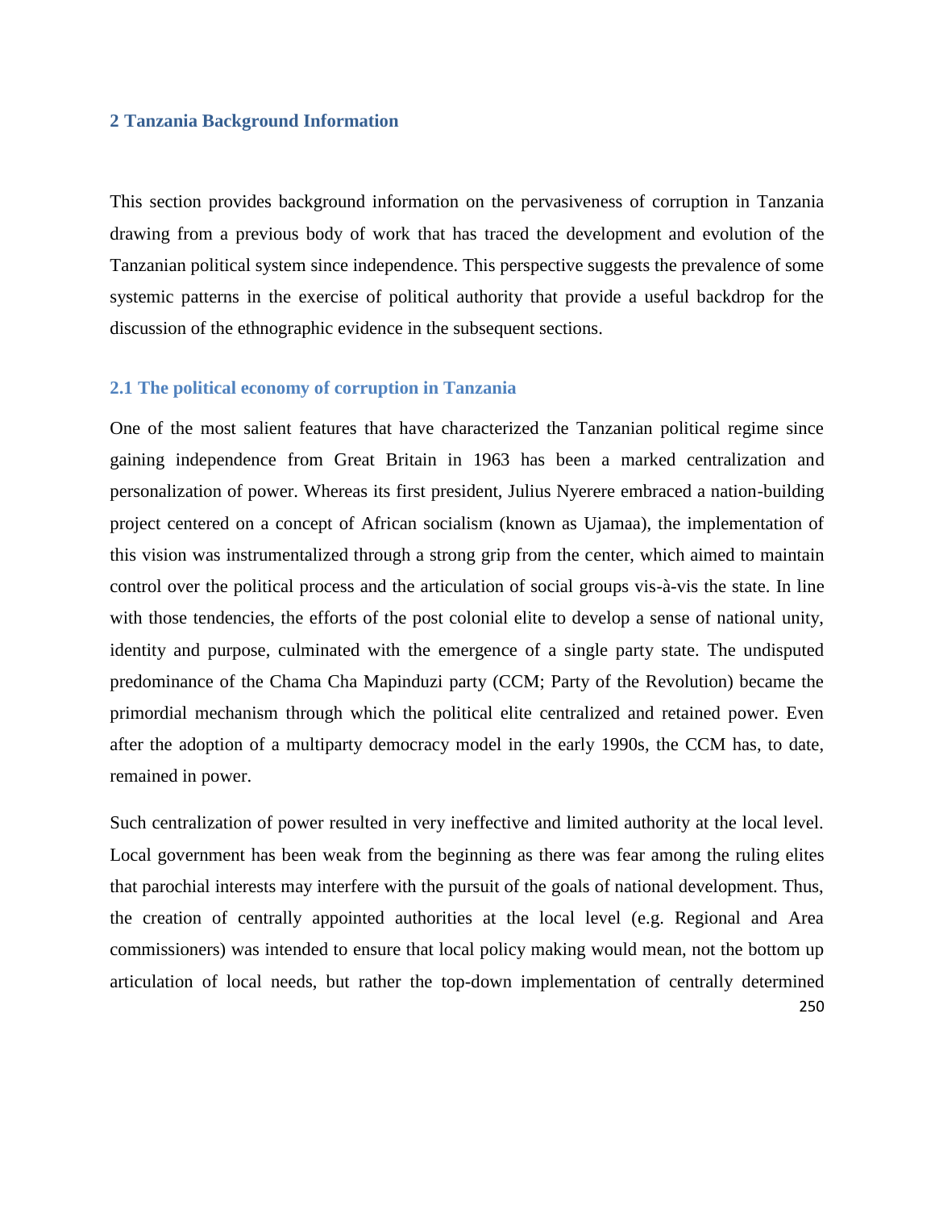## 2 Tanzania Background Information

This section provides background information on the pervasiveness of corruption in Tanzania drawing from a previous body of work that has traced the development and evolution of the Tanzanian political system since independence. This perspective suggests the prevalence of some systemic patterns in the exercise of political authority that provide a useful backdrop for the discussion of the ethnographic evidence in the subsequent sections.

### 2.1 The political economy of corruption in Tanzania

One of the most salient features that have characterized the Tanzanian political regime since gaining independence from Great Britain in 1963 has been a marked centralization and personalization of power. Whereas its first president, Julius Nyerere embraced a nation-building project centered on a concept of African socialism (known as Ujamaa), the implementation of this vision was instrumentalized through a strong grip from the center, which aimed to maintain control over the political process and the articulation of social groups vis-à-vis the state. In line with those tendencies, the efforts of the post colonial elite to develop a sense of national unity, identity and purpose, culminated with the emergence of a single party state. The undisputed predominance of the Chama Cha Mapinduzi party (CCM; Party of the Revolution) became the primordial mechanism through which the political elite centralized and retained power. Even after the adoption of a multiparty democracy model in the early 1990s, the CCM has, to date, remained in power.

Such centralization of power resulted in very ineffective and limited authority at the local level. Local government has been weak from the beginning as there was fear among the ruling elites that parochial interests may interfere with the pursuit of the goals of national development. Thus, the creation of centrally appointed authorities at the local level (e.g. Regional and Area commissioners) was intended to ensure that local policy making would mean, not the bottom up articulation of local needs, but rather the top-down implementation of centrally determined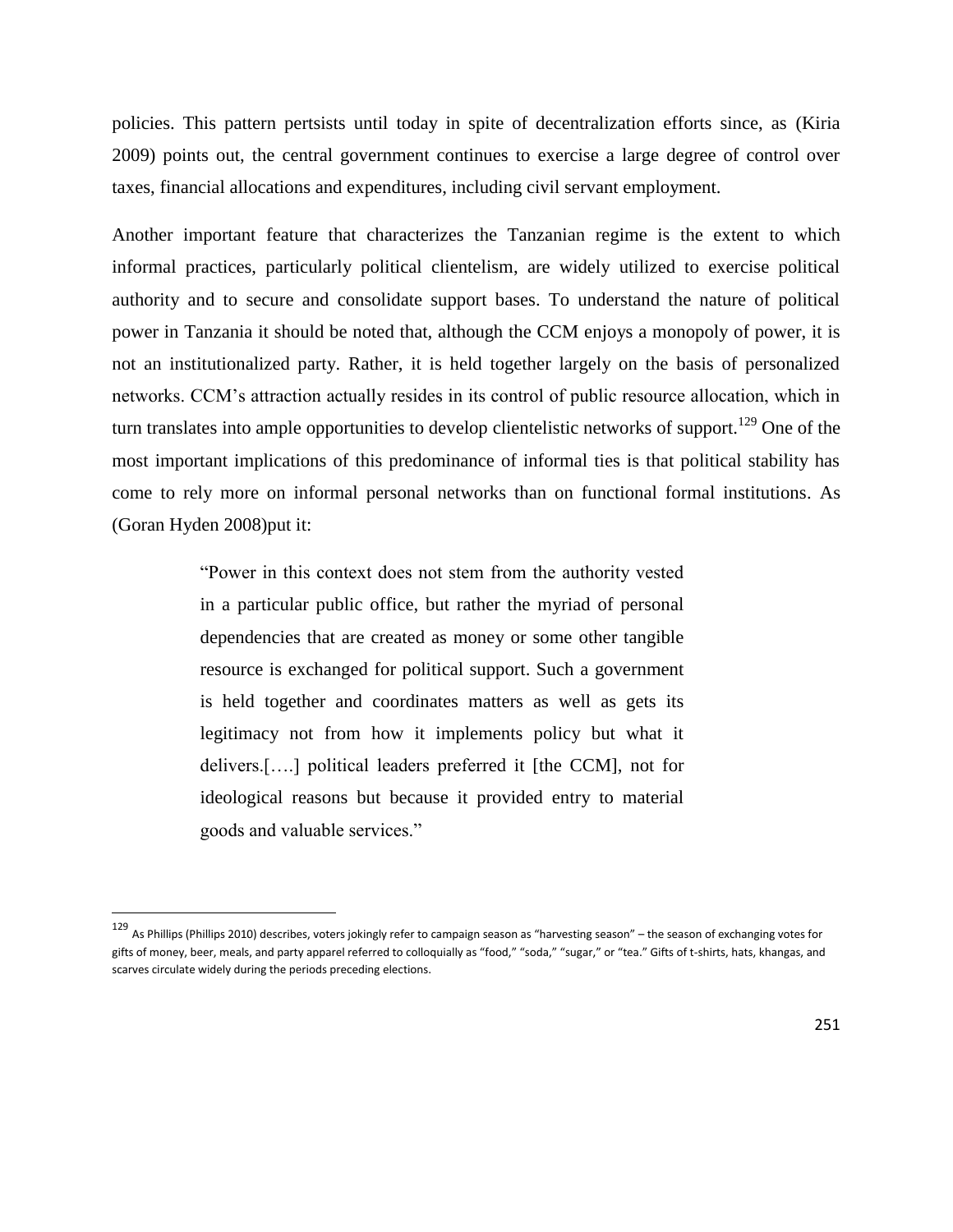policies. This pattern pertsists until today in spite of decentralization efforts since, as (Kiria 2009) points out, the central government continues to exercise a large degree of control over taxes, financial allocations and expenditures, including civil servant employment.

Another important feature that characterizes the Tanzanian regime is the extent to which informal practices, particularly political clientelism, are widely utilized to exercise political authority and to secure and consolidate support bases. To understand the nature of political power in Tanzania it should be noted that, although the CCM enjoys a monopoly of power, it is not an institutionalized party. Rather, it is held together largely on the basis of personalized networks. CCM's attraction actually resides in its control of public resource allocation, which in turn translates into ample opportunities to develop clientelistic networks of support.[129] One of the most important implications of this predominance of informal ties is that political stability has come to rely more on informal personal networks than on functional formal institutions. As (Goran Hyden 2008)put it:

> "Power in this context does not stem from the authority vested in a particular public office, but rather the myriad of personal dependencies that are created as money or some other tangible resource is exchanged for political support. Such a government is held together and coordinates matters as well as gets its legitimacy not from how it implements policy but what it delivers.[….] political leaders preferred it [the CCM], not for ideological reasons but because it provided entry to material goods and valuable services."

---

[129] As Phillips (Phillips 2010) describes, voters jokingly refer to campaign season as "harvesting season" – the season of exchanging votes for gifts of money, beer, meals, and party apparel referred to colloquially as "food," "soda," "sugar," or "tea." Gifts of t-shirts, hats, khangas, and scarves circulate widely during the periods preceding elections.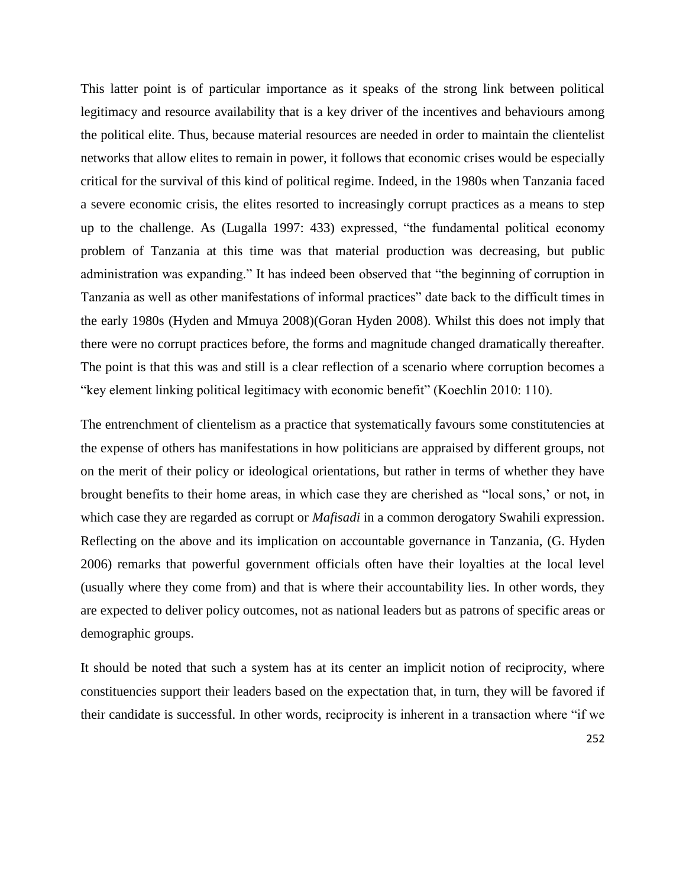This latter point is of particular importance as it speaks of the strong link between political legitimacy and resource availability that is a key driver of the incentives and behaviours among the political elite. Thus, because material resources are needed in order to maintain the clientelist networks that allow elites to remain in power, it follows that economic crises would be especially critical for the survival of this kind of political regime. Indeed, in the 1980s when Tanzania faced a severe economic crisis, the elites resorted to increasingly corrupt practices as a means to step up to the challenge. As (Lugalla 1997: 433) expressed, "the fundamental political economy problem of Tanzania at this time was that material production was decreasing, but public administration was expanding." It has indeed been observed that "the beginning of corruption in Tanzania as well as other manifestations of informal practices" date back to the difficult times in the early 1980s (Hyden and Mmuya 2008)(Goran Hyden 2008). Whilst this does not imply that there were no corrupt practices before, the forms and magnitude changed dramatically thereafter. The point is that this was and still is a clear reflection of a scenario where corruption becomes a "key element linking political legitimacy with economic benefit" (Koechlin 2010: 110).

The entrenchment of clientelism as a practice that systematically favours some constitutencies at the expense of others has manifestations in how politicians are appraised by different groups, not on the merit of their policy or ideological orientations, but rather in terms of whether they have brought benefits to their home areas, in which case they are cherished as "local sons,' or not, in which case they are regarded as corrupt or *Mafisadi* in a common derogatory Swahili expression. Reflecting on the above and its implication on accountable governance in Tanzania, (G. Hyden 2006) remarks that powerful government officials often have their loyalties at the local level (usually where they come from) and that is where their accountability lies. In other words, they are expected to deliver policy outcomes, not as national leaders but as patrons of specific areas or demographic groups.

It should be noted that such a system has at its center an implicit notion of reciprocity, where constituencies support their leaders based on the expectation that, in turn, they will be favored if their candidate is successful. In other words, reciprocity is inherent in a transaction where "if we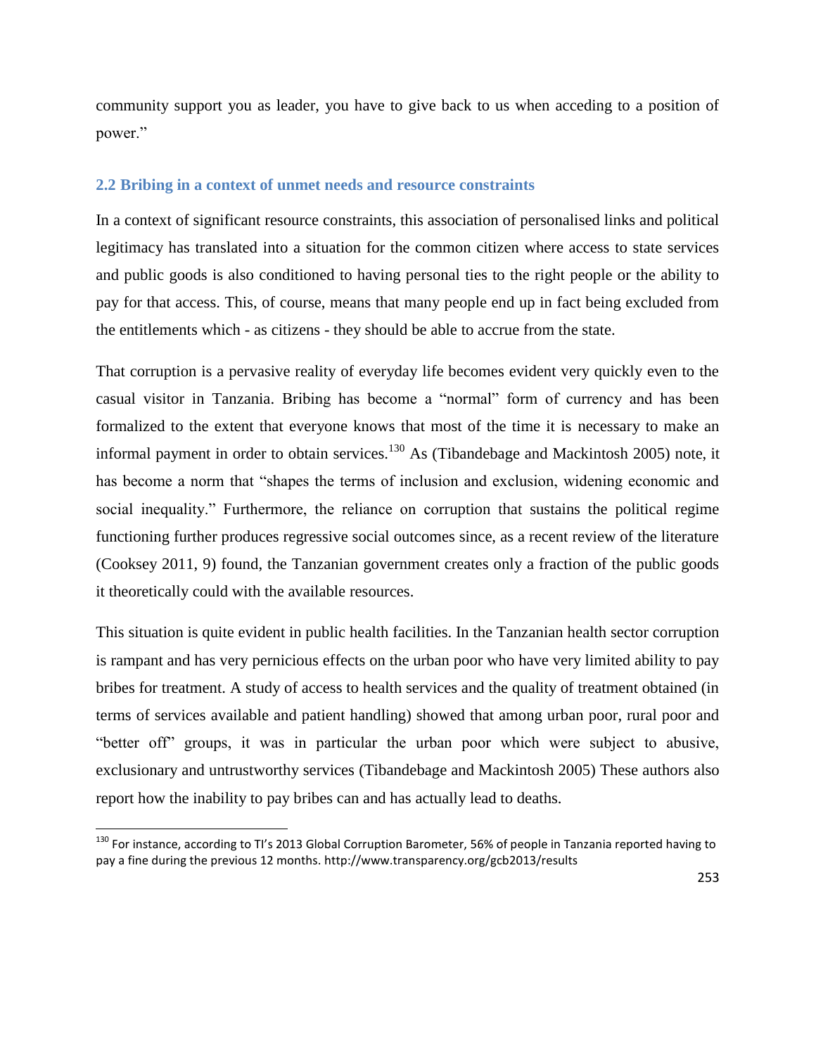community support you as leader, you have to give back to us when acceding to a position of power."

### 2.2 Bribing in a context of unmet needs and resource constraints

In a context of significant resource constraints, this association of personalised links and political legitimacy has translated into a situation for the common citizen where access to state services and public goods is also conditioned to having personal ties to the right people or the ability to pay for that access. This, of course, means that many people end up in fact being excluded from the entitlements which - as citizens - they should be able to accrue from the state.

That corruption is a pervasive reality of everyday life becomes evident very quickly even to the casual visitor in Tanzania. Bribing has become a "normal" form of currency and has been formalized to the extent that everyone knows that most of the time it is necessary to make an informal payment in order to obtain services.[130] As (Tibandebage and Mackintosh 2005) note, it has become a norm that "shapes the terms of inclusion and exclusion, widening economic and social inequality." Furthermore, the reliance on corruption that sustains the political regime functioning further produces regressive social outcomes since, as a recent review of the literature (Cooksey 2011, 9) found, the Tanzanian government creates only a fraction of the public goods it theoretically could with the available resources.

This situation is quite evident in public health facilities. In the Tanzanian health sector corruption is rampant and has very pernicious effects on the urban poor who have very limited ability to pay bribes for treatment. A study of access to health services and the quality of treatment obtained (in terms of services available and patient handling) showed that among urban poor, rural poor and "better off" groups, it was in particular the urban poor which were subject to abusive, exclusionary and untrustworthy services (Tibandebage and Mackintosh 2005) These authors also report how the inability to pay bribes can and has actually lead to deaths.

[130] For instance, according to TI's 2013 Global Corruption Barometer, 56% of people in Tanzania reported having to pay a fine during the previous 12 months. http://www.transparency.org/gcb2013/results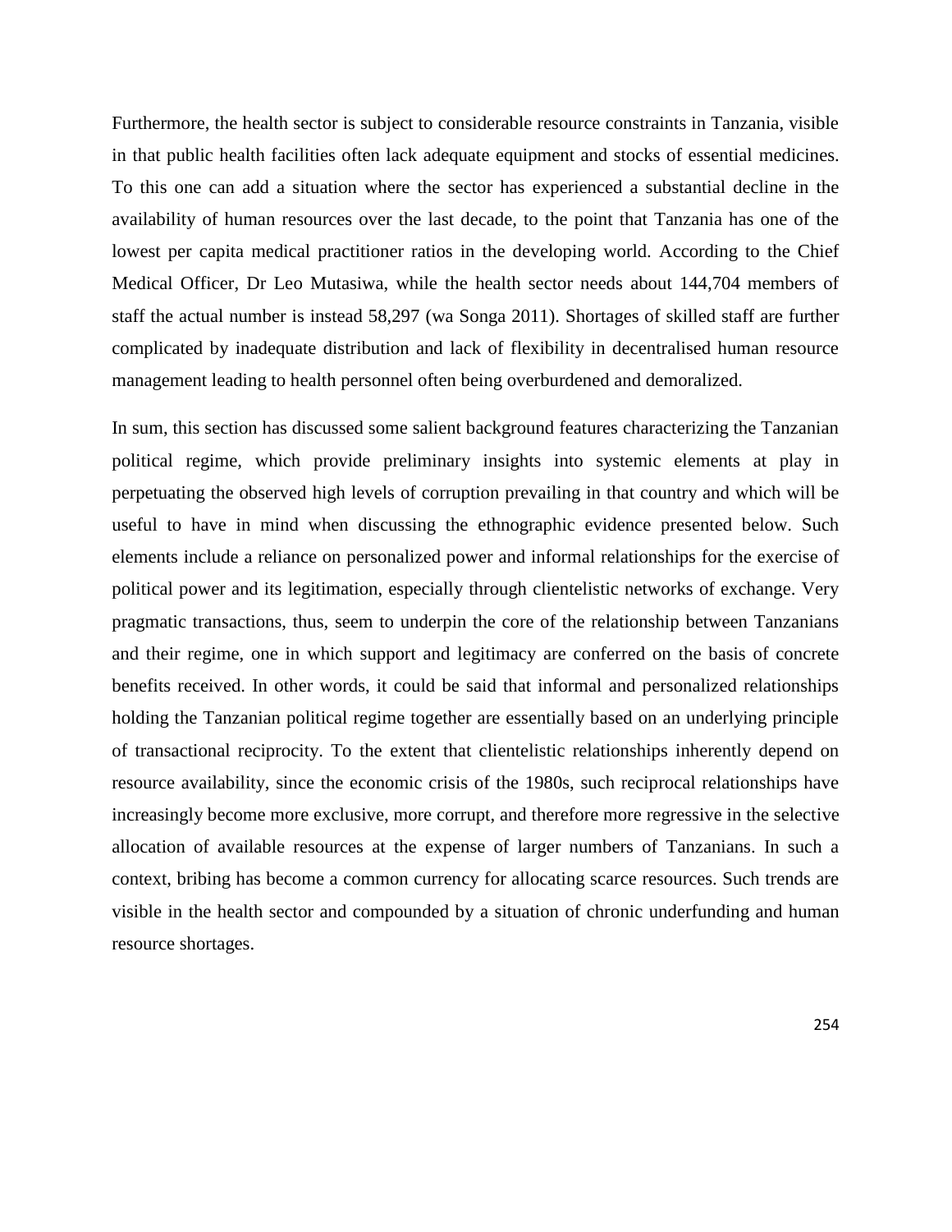Furthermore, the health sector is subject to considerable resource constraints in Tanzania, visible in that public health facilities often lack adequate equipment and stocks of essential medicines. To this one can add a situation where the sector has experienced a substantial decline in the availability of human resources over the last decade, to the point that Tanzania has one of the lowest per capita medical practitioner ratios in the developing world. According to the Chief Medical Officer, Dr Leo Mutasiwa, while the health sector needs about 144,704 members of staff the actual number is instead 58,297 (wa Songa 2011). Shortages of skilled staff are further complicated by inadequate distribution and lack of flexibility in decentralised human resource management leading to health personnel often being overburdened and demoralized.

In sum, this section has discussed some salient background features characterizing the Tanzanian political regime, which provide preliminary insights into systemic elements at play in perpetuating the observed high levels of corruption prevailing in that country and which will be useful to have in mind when discussing the ethnographic evidence presented below. Such elements include a reliance on personalized power and informal relationships for the exercise of political power and its legitimation, especially through clientelistic networks of exchange. Very pragmatic transactions, thus, seem to underpin the core of the relationship between Tanzanians and their regime, one in which support and legitimacy are conferred on the basis of concrete benefits received. In other words, it could be said that informal and personalized relationships holding the Tanzanian political regime together are essentially based on an underlying principle of transactional reciprocity. To the extent that clientelistic relationships inherently depend on resource availability, since the economic crisis of the 1980s, such reciprocal relationships have increasingly become more exclusive, more corrupt, and therefore more regressive in the selective allocation of available resources at the expense of larger numbers of Tanzanians. In such a context, bribing has become a common currency for allocating scarce resources. Such trends are visible in the health sector and compounded by a situation of chronic underfunding and human resource shortages.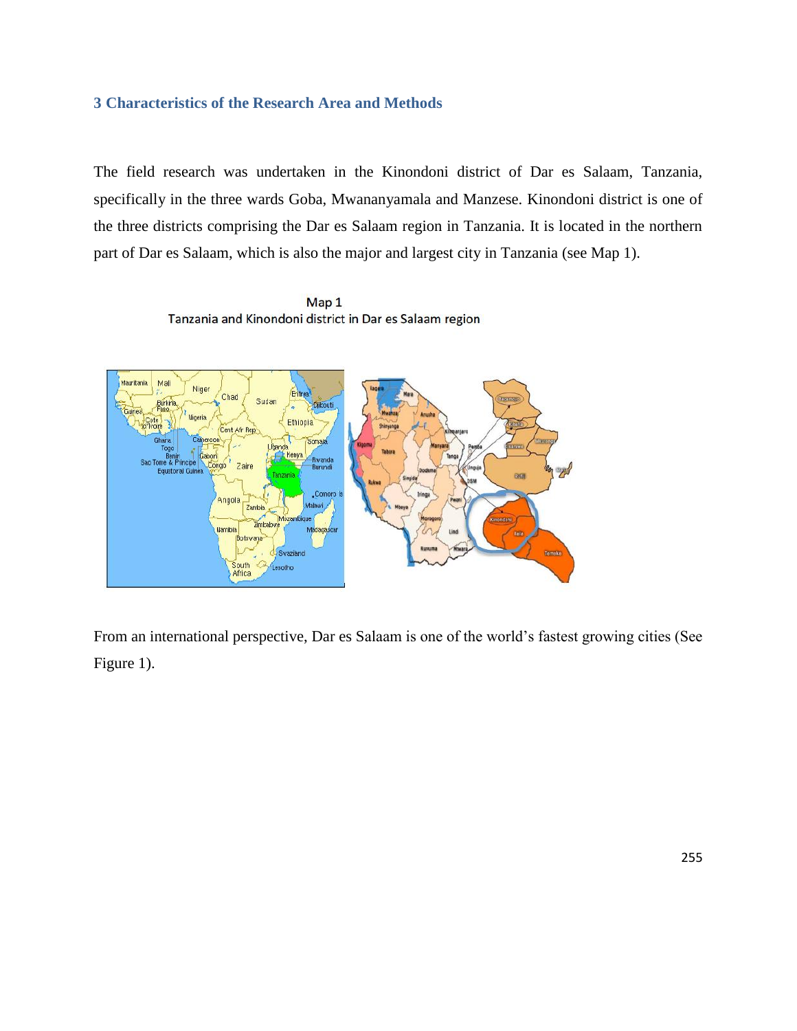## 3 Characteristics of the Research Area and Methods

The field research was undertaken in the Kinondoni district of Dar es Salaam, Tanzania, specifically in the three wards Goba, Mwananyamala and Manzese. Kinondoni district is one of the three districts comprising the Dar es Salaam region in Tanzania. It is located in the northern part of Dar es Salaam, which is also the major and largest city in Tanzania (see Map 1).

Map 1
Tanzania and Kinondoni district in Dar es Salaam region

From an international perspective, Dar es Salaam is one of the world's fastest growing cities (See Figure 1).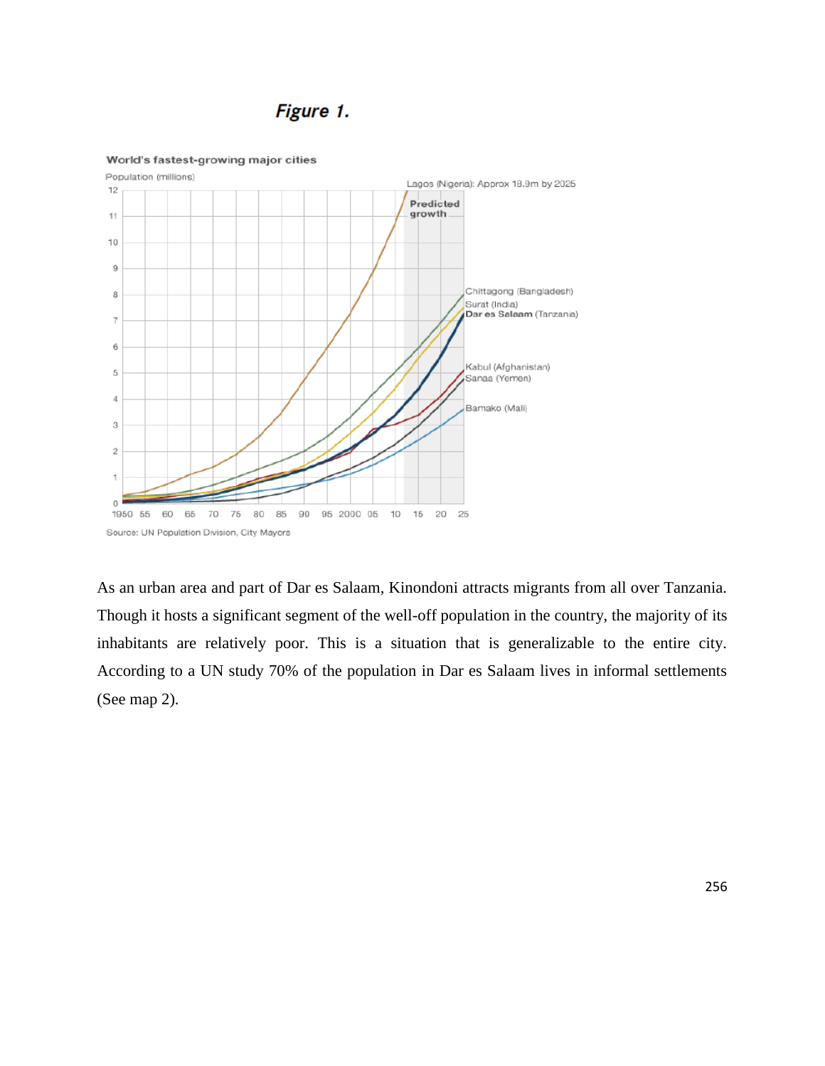***Figure 1.***

World's fastest-growing major cities

Population (millions)

Lagos (Nigeria): Approx 18.9m by 2025

Predicted growth

Chittagong (Bangladesh)
Surat (India)
**Dar es Salaam** (Tanzania)
Kabul (Afghanistan)
Sanaa (Yemen)
Bamako (Mali)

Source: UN Population Division, City Mayors

As an urban area and part of Dar es Salaam, Kinondoni attracts migrants from all over Tanzania. Though it hosts a significant segment of the well-off population in the country, the majority of its inhabitants are relatively poor. This is a situation that is generalizable to the entire city. According to a UN study 70% of the population in Dar es Salaam lives in informal settlements (See map 2).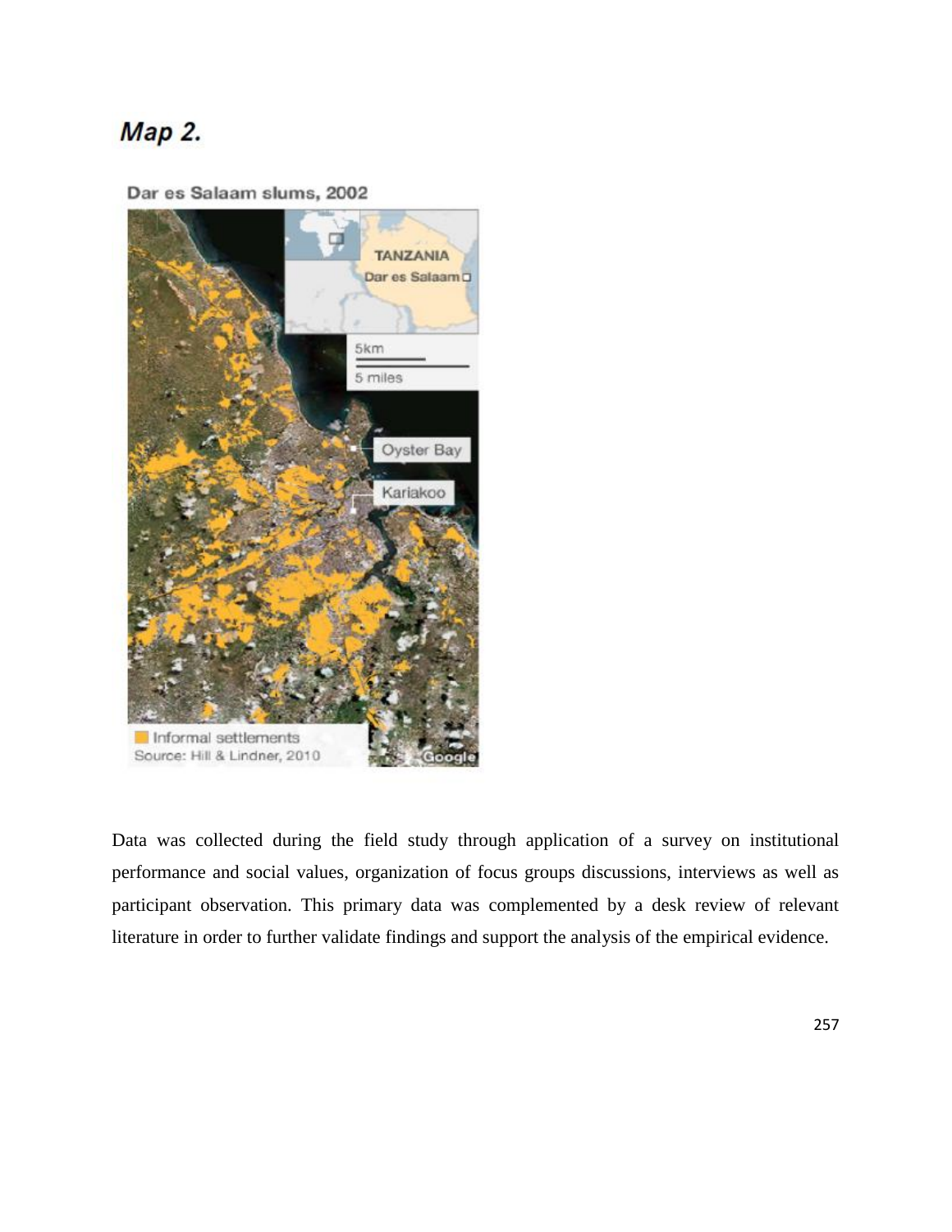*Map 2.*

Dar es Salaam slums, 2002

Informal settlements
Source: Hill & Lindner, 2010

Data was collected during the field study through application of a survey on institutional performance and social values, organization of focus groups discussions, interviews as well as participant observation. This primary data was complemented by a desk review of relevant literature in order to further validate findings and support the analysis of the empirical evidence.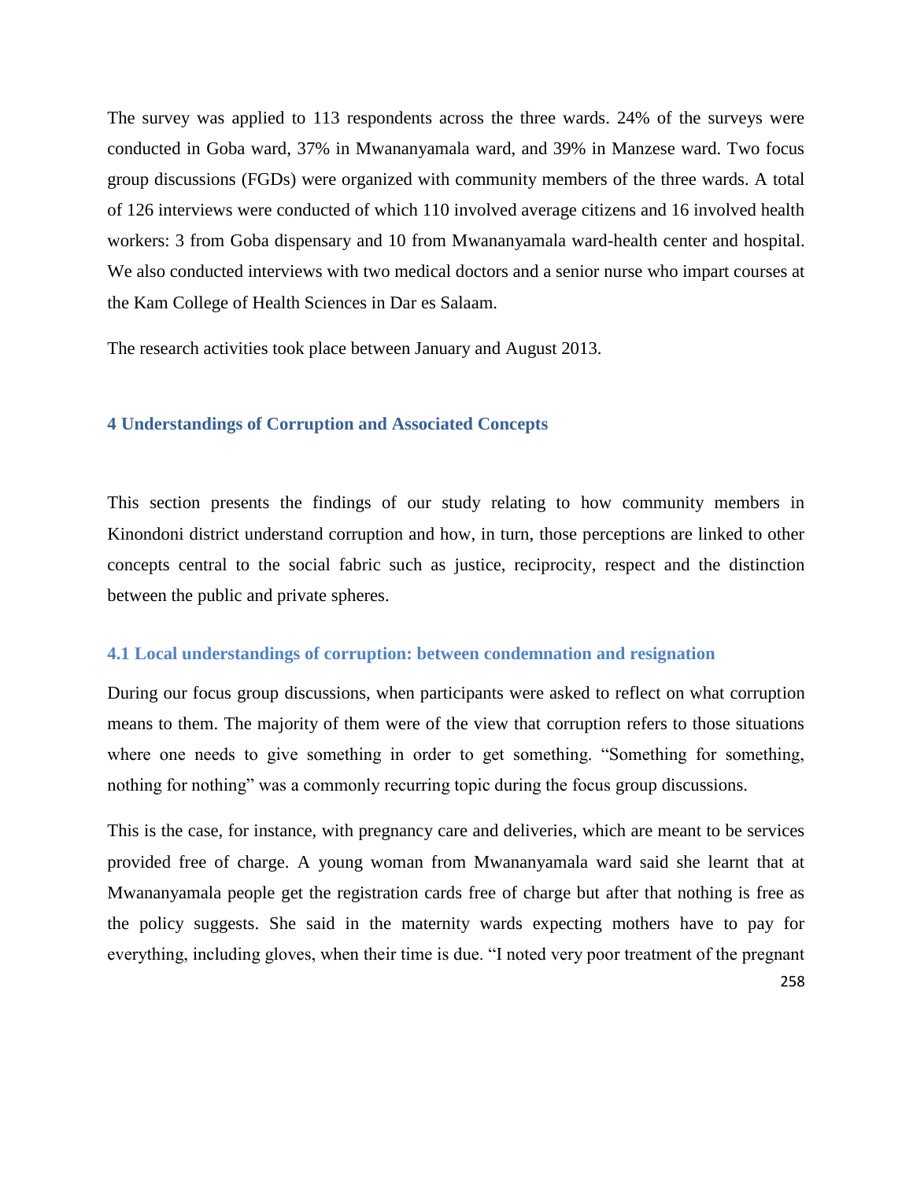The survey was applied to 113 respondents across the three wards. 24% of the surveys were conducted in Goba ward, 37% in Mwananyamala ward, and 39% in Manzese ward. Two focus group discussions (FGDs) were organized with community members of the three wards. A total of 126 interviews were conducted of which 110 involved average citizens and 16 involved health workers: 3 from Goba dispensary and 10 from Mwananyamala ward-health center and hospital. We also conducted interviews with two medical doctors and a senior nurse who impart courses at the Kam College of Health Sciences in Dar es Salaam.

The research activities took place between January and August 2013.

## 4 Understandings of Corruption and Associated Concepts

This section presents the findings of our study relating to how community members in Kinondoni district understand corruption and how, in turn, those perceptions are linked to other concepts central to the social fabric such as justice, reciprocity, respect and the distinction between the public and private spheres.

### 4.1 Local understandings of corruption: between condemnation and resignation

During our focus group discussions, when participants were asked to reflect on what corruption means to them. The majority of them were of the view that corruption refers to those situations where one needs to give something in order to get something. "Something for something, nothing for nothing" was a commonly recurring topic during the focus group discussions.

This is the case, for instance, with pregnancy care and deliveries, which are meant to be services provided free of charge. A young woman from Mwananyamala ward said she learnt that at Mwananyamala people get the registration cards free of charge but after that nothing is free as the policy suggests. She said in the maternity wards expecting mothers have to pay for everything, including gloves, when their time is due. "I noted very poor treatment of the pregnant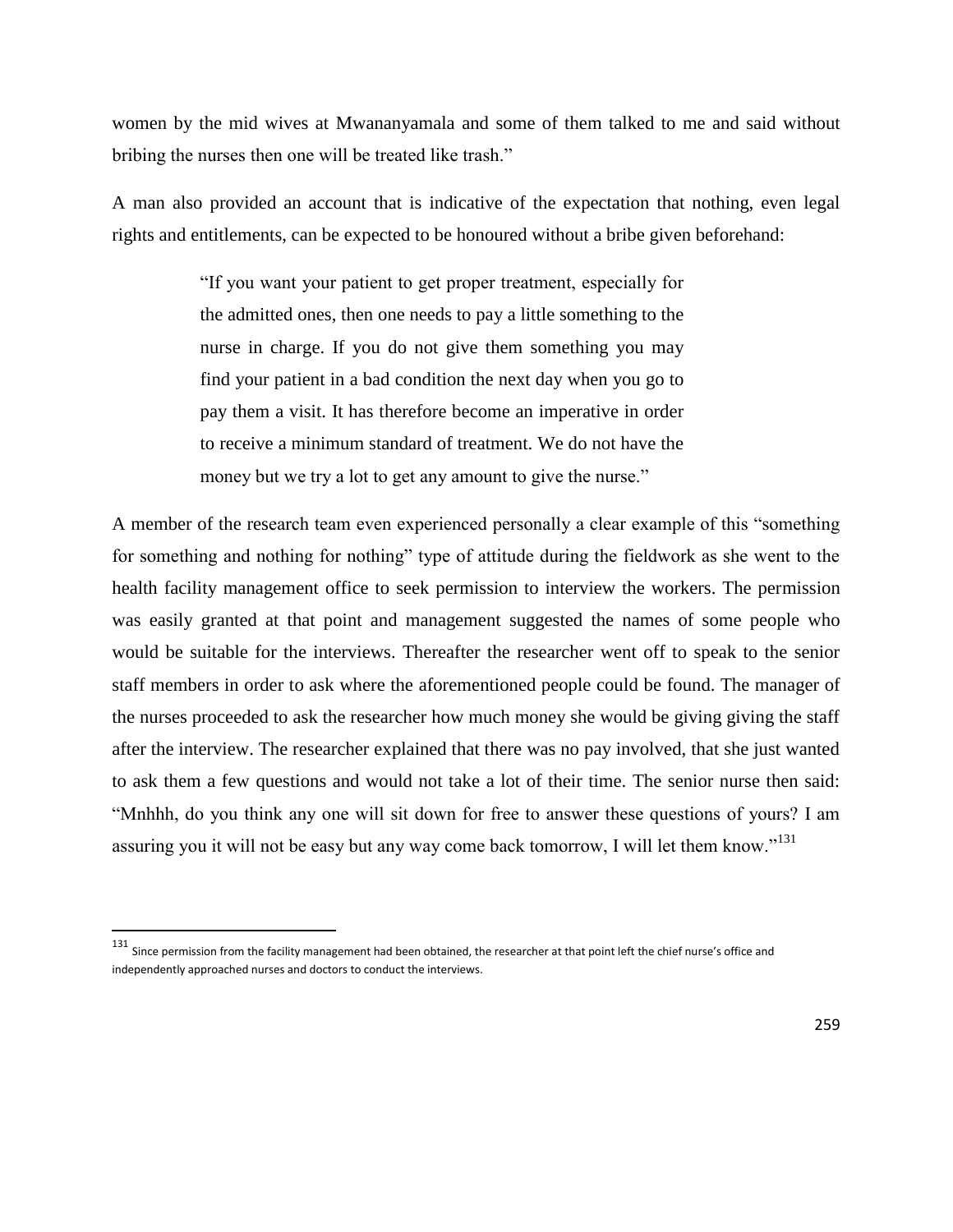women by the mid wives at Mwananyamala and some of them talked to me and said without bribing the nurses then one will be treated like trash."

A man also provided an account that is indicative of the expectation that nothing, even legal rights and entitlements, can be expected to be honoured without a bribe given beforehand:

> "If you want your patient to get proper treatment, especially for the admitted ones, then one needs to pay a little something to the nurse in charge. If you do not give them something you may find your patient in a bad condition the next day when you go to pay them a visit. It has therefore become an imperative in order to receive a minimum standard of treatment. We do not have the money but we try a lot to get any amount to give the nurse."

A member of the research team even experienced personally a clear example of this "something for something and nothing for nothing" type of attitude during the fieldwork as she went to the health facility management office to seek permission to interview the workers. The permission was easily granted at that point and management suggested the names of some people who would be suitable for the interviews. Thereafter the researcher went off to speak to the senior staff members in order to ask where the aforementioned people could be found. The manager of the nurses proceeded to ask the researcher how much money she would be giving giving the staff after the interview. The researcher explained that there was no pay involved, that she just wanted to ask them a few questions and would not take a lot of their time. The senior nurse then said: "Mnhhh, do you think any one will sit down for free to answer these questions of yours? I am assuring you it will not be easy but any way come back tomorrow, I will let them know."[131]

---

[131] Since permission from the facility management had been obtained, the researcher at that point left the chief nurse's office and independently approached nurses and doctors to conduct the interviews.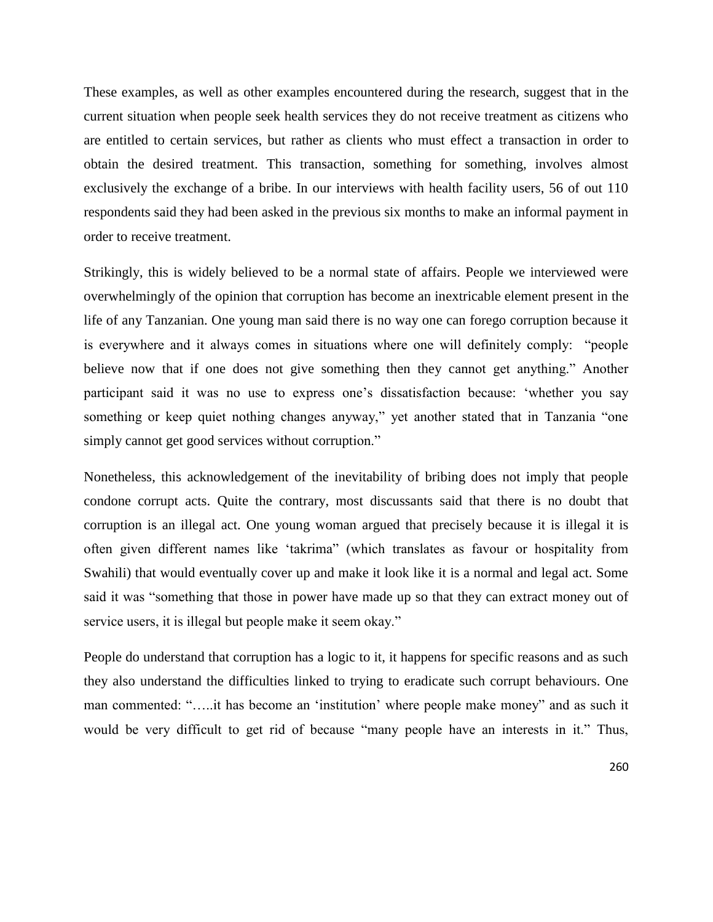These examples, as well as other examples encountered during the research, suggest that in the current situation when people seek health services they do not receive treatment as citizens who are entitled to certain services, but rather as clients who must effect a transaction in order to obtain the desired treatment. This transaction, something for something, involves almost exclusively the exchange of a bribe. In our interviews with health facility users, 56 of out 110 respondents said they had been asked in the previous six months to make an informal payment in order to receive treatment.

Strikingly, this is widely believed to be a normal state of affairs. People we interviewed were overwhelmingly of the opinion that corruption has become an inextricable element present in the life of any Tanzanian. One young man said there is no way one can forego corruption because it is everywhere and it always comes in situations where one will definitely comply: "people believe now that if one does not give something then they cannot get anything." Another participant said it was no use to express one's dissatisfaction because: 'whether you say something or keep quiet nothing changes anyway," yet another stated that in Tanzania "one simply cannot get good services without corruption."

Nonetheless, this acknowledgement of the inevitability of bribing does not imply that people condone corrupt acts. Quite the contrary, most discussants said that there is no doubt that corruption is an illegal act. One young woman argued that precisely because it is illegal it is often given different names like 'takrima" (which translates as favour or hospitality from Swahili) that would eventually cover up and make it look like it is a normal and legal act. Some said it was "something that those in power have made up so that they can extract money out of service users, it is illegal but people make it seem okay."

People do understand that corruption has a logic to it, it happens for specific reasons and as such they also understand the difficulties linked to trying to eradicate such corrupt behaviours. One man commented: "…..it has become an 'institution' where people make money" and as such it would be very difficult to get rid of because "many people have an interests in it." Thus,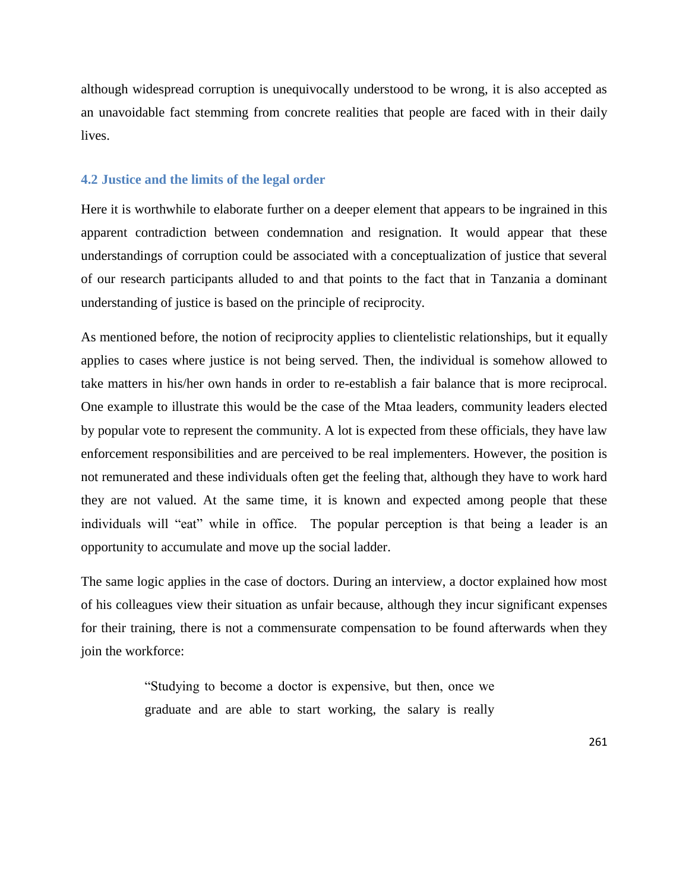although widespread corruption is unequivocally understood to be wrong, it is also accepted as an unavoidable fact stemming from concrete realities that people are faced with in their daily lives.

### 4.2 Justice and the limits of the legal order

Here it is worthwhile to elaborate further on a deeper element that appears to be ingrained in this apparent contradiction between condemnation and resignation. It would appear that these understandings of corruption could be associated with a conceptualization of justice that several of our research participants alluded to and that points to the fact that in Tanzania a dominant understanding of justice is based on the principle of reciprocity.

As mentioned before, the notion of reciprocity applies to clientelistic relationships, but it equally applies to cases where justice is not being served. Then, the individual is somehow allowed to take matters in his/her own hands in order to re-establish a fair balance that is more reciprocal. One example to illustrate this would be the case of the Mtaa leaders, community leaders elected by popular vote to represent the community. A lot is expected from these officials, they have law enforcement responsibilities and are perceived to be real implementers. However, the position is not remunerated and these individuals often get the feeling that, although they have to work hard they are not valued. At the same time, it is known and expected among people that these individuals will "eat" while in office. The popular perception is that being a leader is an opportunity to accumulate and move up the social ladder.

The same logic applies in the case of doctors. During an interview, a doctor explained how most of his colleagues view their situation as unfair because, although they incur significant expenses for their training, there is not a commensurate compensation to be found afterwards when they join the workforce:

> "Studying to become a doctor is expensive, but then, once we graduate and are able to start working, the salary is really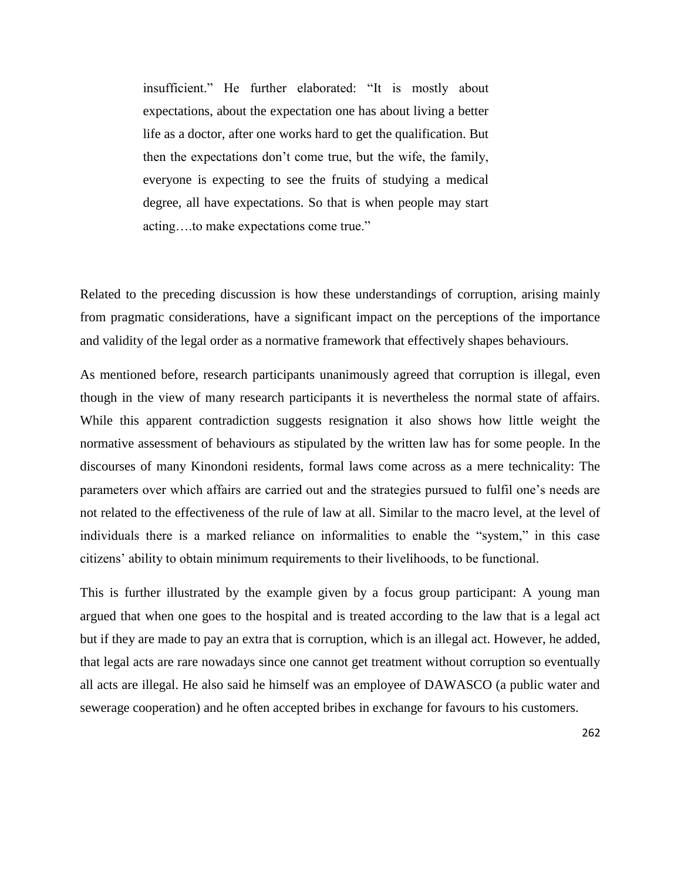> insufficient." He further elaborated: "It is mostly about expectations, about the expectation one has about living a better life as a doctor, after one works hard to get the qualification. But then the expectations don't come true, but the wife, the family, everyone is expecting to see the fruits of studying a medical degree, all have expectations. So that is when people may start acting….to make expectations come true."

Related to the preceding discussion is how these understandings of corruption, arising mainly from pragmatic considerations, have a significant impact on the perceptions of the importance and validity of the legal order as a normative framework that effectively shapes behaviours.

As mentioned before, research participants unanimously agreed that corruption is illegal, even though in the view of many research participants it is nevertheless the normal state of affairs. While this apparent contradiction suggests resignation it also shows how little weight the normative assessment of behaviours as stipulated by the written law has for some people. In the discourses of many Kinondoni residents, formal laws come across as a mere technicality: The parameters over which affairs are carried out and the strategies pursued to fulfil one's needs are not related to the effectiveness of the rule of law at all. Similar to the macro level, at the level of individuals there is a marked reliance on informalities to enable the "system," in this case citizens' ability to obtain minimum requirements to their livelihoods, to be functional.

This is further illustrated by the example given by a focus group participant: A young man argued that when one goes to the hospital and is treated according to the law that is a legal act but if they are made to pay an extra that is corruption, which is an illegal act. However, he added, that legal acts are rare nowadays since one cannot get treatment without corruption so eventually all acts are illegal. He also said he himself was an employee of DAWASCO (a public water and sewerage cooperation) and he often accepted bribes in exchange for favours to his customers.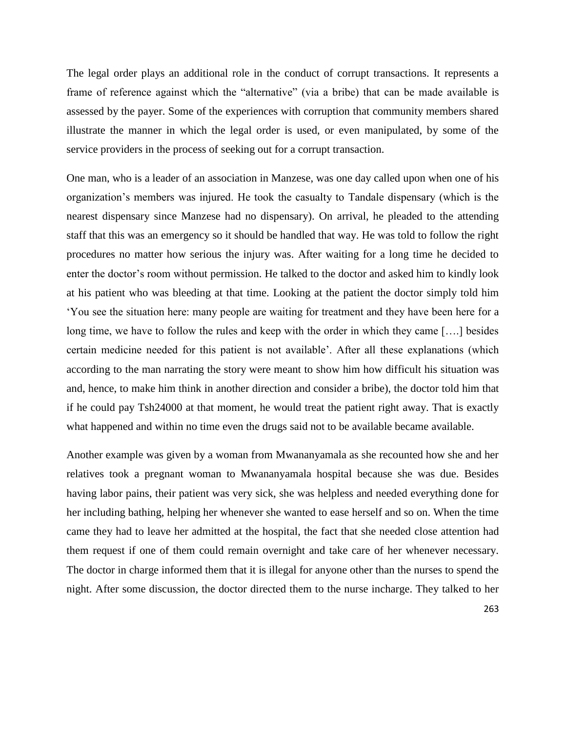The legal order plays an additional role in the conduct of corrupt transactions. It represents a frame of reference against which the "alternative" (via a bribe) that can be made available is assessed by the payer. Some of the experiences with corruption that community members shared illustrate the manner in which the legal order is used, or even manipulated, by some of the service providers in the process of seeking out for a corrupt transaction.

One man, who is a leader of an association in Manzese, was one day called upon when one of his organization's members was injured. He took the casualty to Tandale dispensary (which is the nearest dispensary since Manzese had no dispensary). On arrival, he pleaded to the attending staff that this was an emergency so it should be handled that way. He was told to follow the right procedures no matter how serious the injury was. After waiting for a long time he decided to enter the doctor's room without permission. He talked to the doctor and asked him to kindly look at his patient who was bleeding at that time. Looking at the patient the doctor simply told him 'You see the situation here: many people are waiting for treatment and they have been here for a long time, we have to follow the rules and keep with the order in which they came [….] besides certain medicine needed for this patient is not available'. After all these explanations (which according to the man narrating the story were meant to show him how difficult his situation was and, hence, to make him think in another direction and consider a bribe), the doctor told him that if he could pay Tsh24000 at that moment, he would treat the patient right away. That is exactly what happened and within no time even the drugs said not to be available became available.

Another example was given by a woman from Mwananyamala as she recounted how she and her relatives took a pregnant woman to Mwananyamala hospital because she was due. Besides having labor pains, their patient was very sick, she was helpless and needed everything done for her including bathing, helping her whenever she wanted to ease herself and so on. When the time came they had to leave her admitted at the hospital, the fact that she needed close attention had them request if one of them could remain overnight and take care of her whenever necessary. The doctor in charge informed them that it is illegal for anyone other than the nurses to spend the night. After some discussion, the doctor directed them to the nurse incharge. They talked to her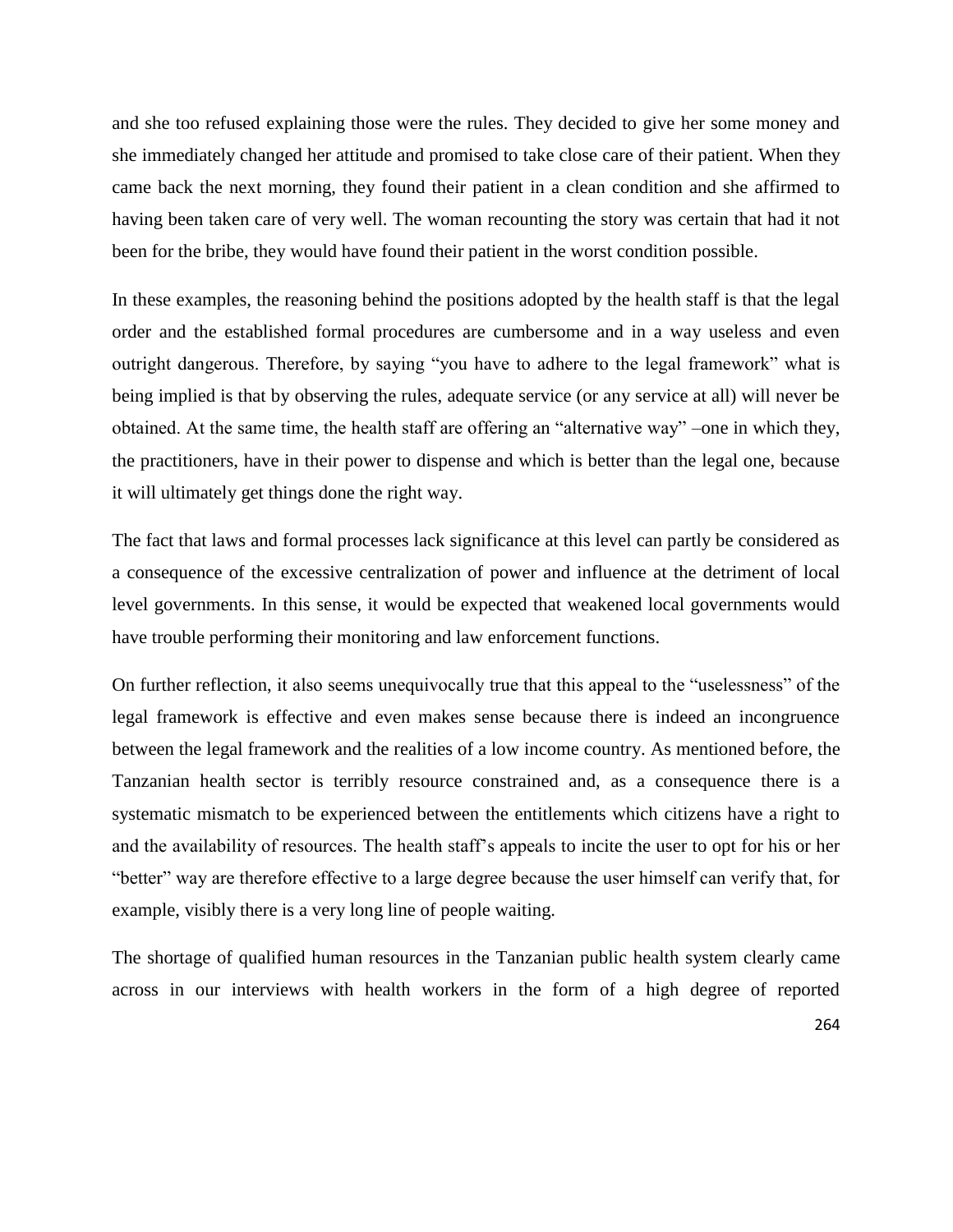and she too refused explaining those were the rules. They decided to give her some money and she immediately changed her attitude and promised to take close care of their patient. When they came back the next morning, they found their patient in a clean condition and she affirmed to having been taken care of very well. The woman recounting the story was certain that had it not been for the bribe, they would have found their patient in the worst condition possible.

In these examples, the reasoning behind the positions adopted by the health staff is that the legal order and the established formal procedures are cumbersome and in a way useless and even outright dangerous. Therefore, by saying "you have to adhere to the legal framework" what is being implied is that by observing the rules, adequate service (or any service at all) will never be obtained. At the same time, the health staff are offering an "alternative way" –one in which they, the practitioners, have in their power to dispense and which is better than the legal one, because it will ultimately get things done the right way.

The fact that laws and formal processes lack significance at this level can partly be considered as a consequence of the excessive centralization of power and influence at the detriment of local level governments. In this sense, it would be expected that weakened local governments would have trouble performing their monitoring and law enforcement functions.

On further reflection, it also seems unequivocally true that this appeal to the "uselessness" of the legal framework is effective and even makes sense because there is indeed an incongruence between the legal framework and the realities of a low income country. As mentioned before, the Tanzanian health sector is terribly resource constrained and, as a consequence there is a systematic mismatch to be experienced between the entitlements which citizens have a right to and the availability of resources. The health staff's appeals to incite the user to opt for his or her "better" way are therefore effective to a large degree because the user himself can verify that, for example, visibly there is a very long line of people waiting.

The shortage of qualified human resources in the Tanzanian public health system clearly came across in our interviews with health workers in the form of a high degree of reported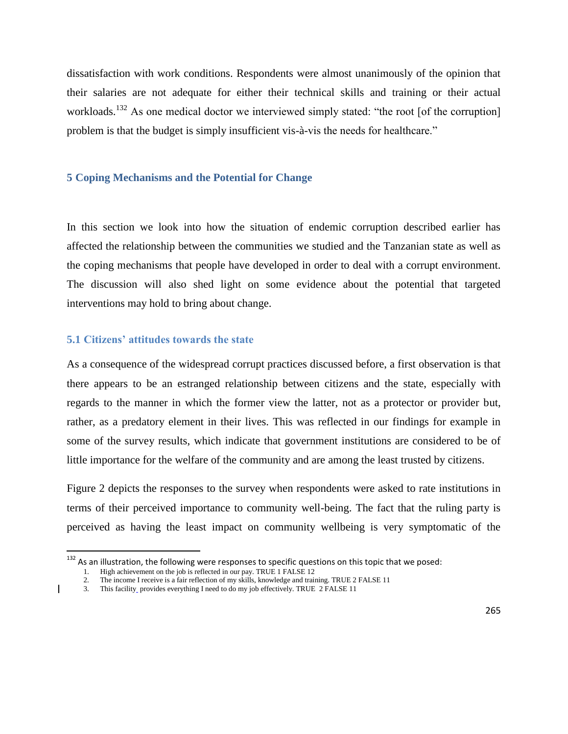dissatisfaction with work conditions. Respondents were almost unanimously of the opinion that their salaries are not adequate for either their technical skills and training or their actual workloads.[132] As one medical doctor we interviewed simply stated: "the root [of the corruption] problem is that the budget is simply insufficient vis-à-vis the needs for healthcare."

## 5 Coping Mechanisms and the Potential for Change

In this section we look into how the situation of endemic corruption described earlier has affected the relationship between the communities we studied and the Tanzanian state as well as the coping mechanisms that people have developed in order to deal with a corrupt environment. The discussion will also shed light on some evidence about the potential that targeted interventions may hold to bring about change.

### 5.1 Citizens' attitudes towards the state

As a consequence of the widespread corrupt practices discussed before, a first observation is that there appears to be an estranged relationship between citizens and the state, especially with regards to the manner in which the former view the latter, not as a protector or provider but, rather, as a predatory element in their lives. This was reflected in our findings for example in some of the survey results, which indicate that government institutions are considered to be of little importance for the welfare of the community and are among the least trusted by citizens.

Figure 2 depicts the responses to the survey when respondents were asked to rate institutions in terms of their perceived importance to community well-being. The fact that the ruling party is perceived as having the least impact on community wellbeing is very symptomatic of the

---

[132] As an illustration, the following were responses to specific questions on this topic that we posed:

1. High achievement on the job is reflected in our pay. TRUE 1 FALSE 12
2. The income I receive is a fair reflection of my skills, knowledge and training. TRUE 2 FALSE 11
3. This facility provides everything I need to do my job effectively. TRUE 2 FALSE 11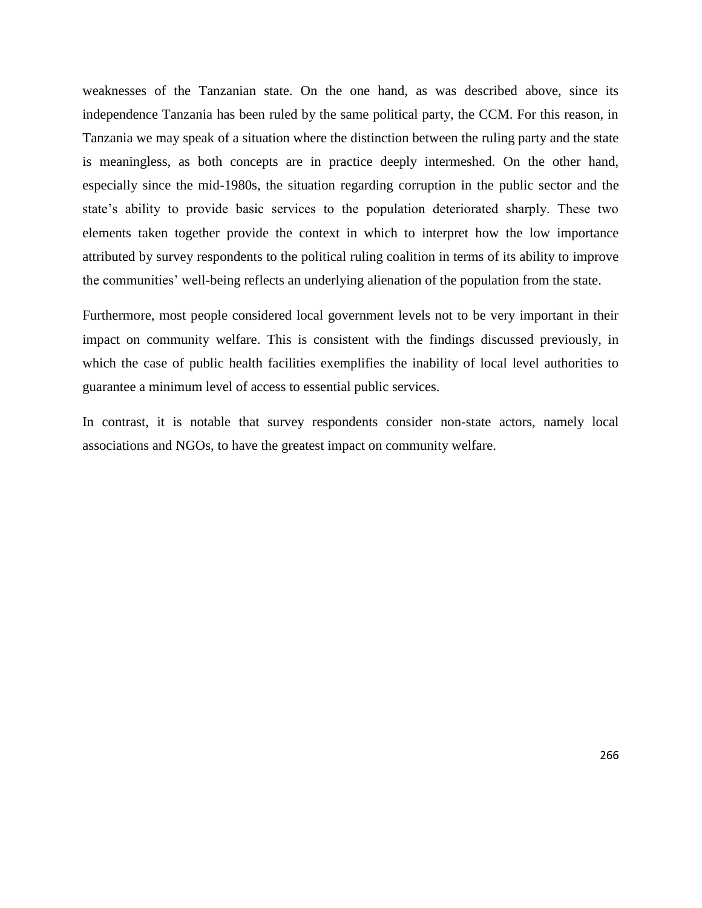weaknesses of the Tanzanian state. On the one hand, as was described above, since its independence Tanzania has been ruled by the same political party, the CCM. For this reason, in Tanzania we may speak of a situation where the distinction between the ruling party and the state is meaningless, as both concepts are in practice deeply intermeshed. On the other hand, especially since the mid-1980s, the situation regarding corruption in the public sector and the state's ability to provide basic services to the population deteriorated sharply. These two elements taken together provide the context in which to interpret how the low importance attributed by survey respondents to the political ruling coalition in terms of its ability to improve the communities' well-being reflects an underlying alienation of the population from the state.

Furthermore, most people considered local government levels not to be very important in their impact on community welfare. This is consistent with the findings discussed previously, in which the case of public health facilities exemplifies the inability of local level authorities to guarantee a minimum level of access to essential public services.

In contrast, it is notable that survey respondents consider non-state actors, namely local associations and NGOs, to have the greatest impact on community welfare.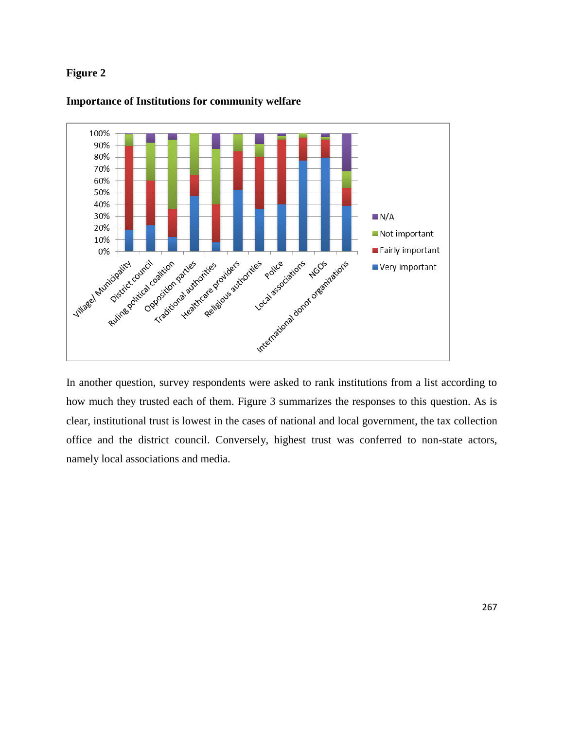**Figure 2**

**Importance of Institutions for community welfare**

In another question, survey respondents were asked to rank institutions from a list according to how much they trusted each of them. Figure 3 summarizes the responses to this question. As is clear, institutional trust is lowest in the cases of national and local government, the tax collection office and the district council. Conversely, highest trust was conferred to non-state actors, namely local associations and media.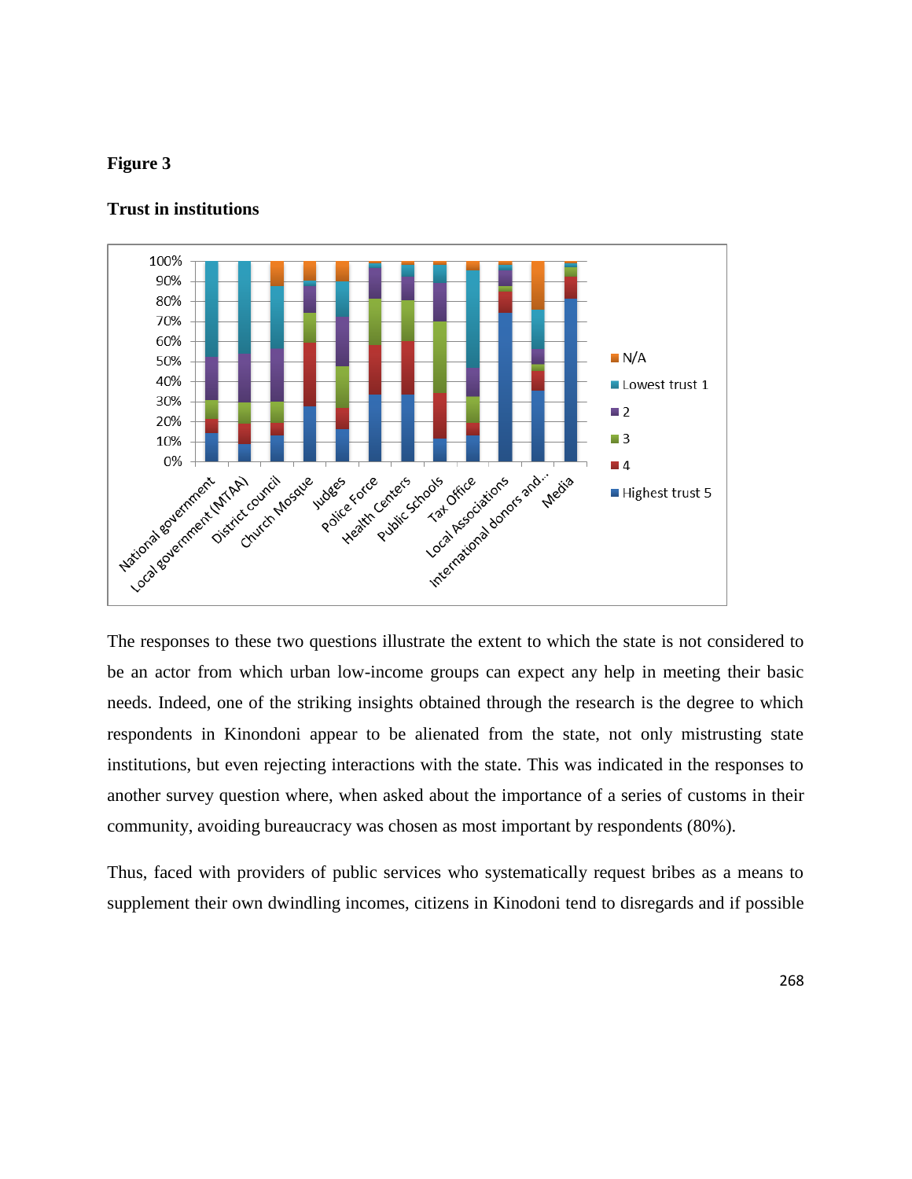**Figure 3**

**Trust in institutions**

The responses to these two questions illustrate the extent to which the state is not considered to be an actor from which urban low-income groups can expect any help in meeting their basic needs. Indeed, one of the striking insights obtained through the research is the degree to which respondents in Kinondoni appear to be alienated from the state, not only mistrusting state institutions, but even rejecting interactions with the state. This was indicated in the responses to another survey question where, when asked about the importance of a series of customs in their community, avoiding bureaucracy was chosen as most important by respondents (80%).

Thus, faced with providers of public services who systematically request bribes as a means to supplement their own dwindling incomes, citizens in Kinodoni tend to disregards and if possible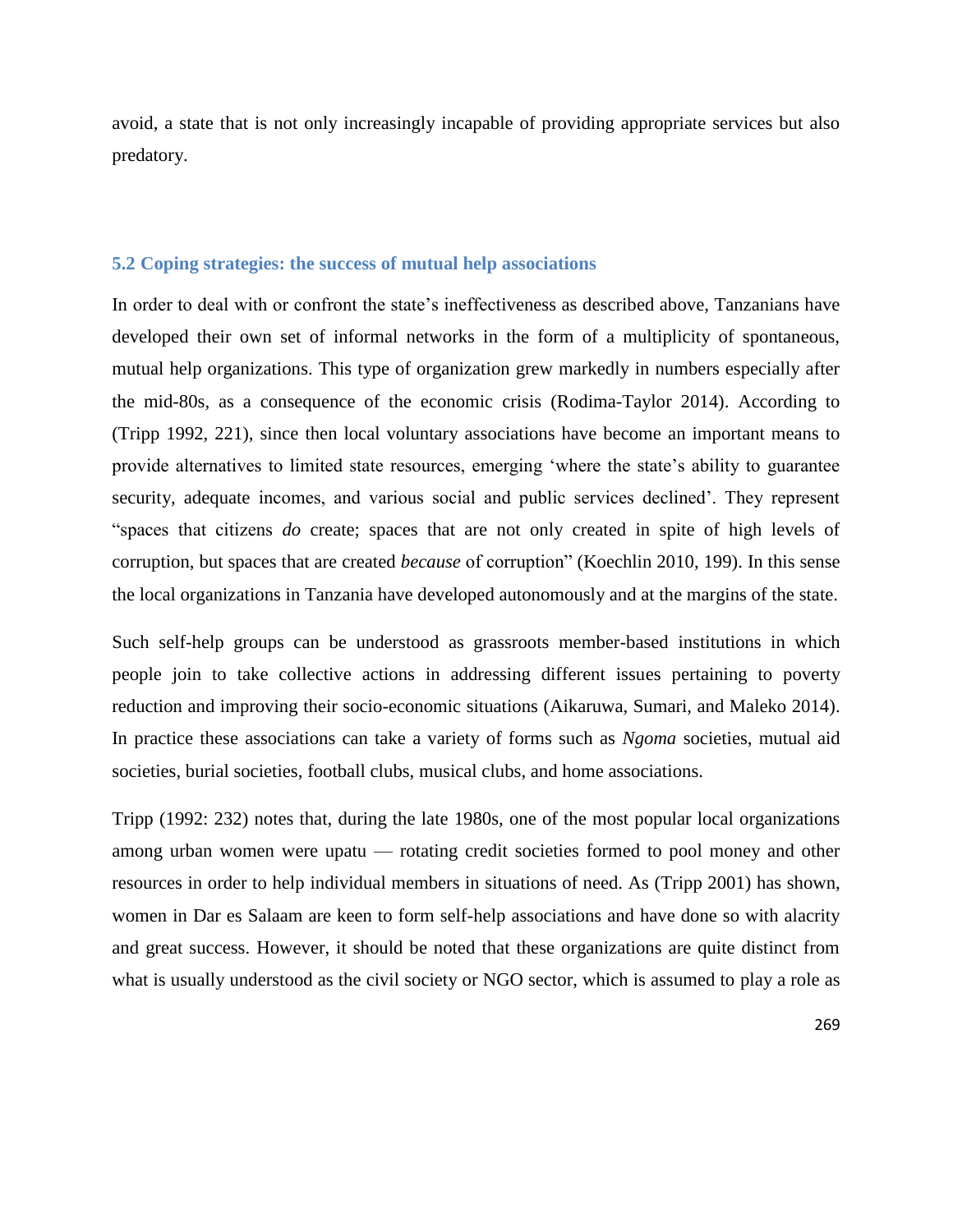avoid, a state that is not only increasingly incapable of providing appropriate services but also predatory.

### 5.2 Coping strategies: the success of mutual help associations

In order to deal with or confront the state's ineffectiveness as described above, Tanzanians have developed their own set of informal networks in the form of a multiplicity of spontaneous, mutual help organizations. This type of organization grew markedly in numbers especially after the mid-80s, as a consequence of the economic crisis (Rodima-Taylor 2014). According to (Tripp 1992, 221), since then local voluntary associations have become an important means to provide alternatives to limited state resources, emerging 'where the state's ability to guarantee security, adequate incomes, and various social and public services declined'. They represent "spaces that citizens *do* create; spaces that are not only created in spite of high levels of corruption, but spaces that are created *because* of corruption" (Koechlin 2010, 199). In this sense the local organizations in Tanzania have developed autonomously and at the margins of the state.

Such self-help groups can be understood as grassroots member-based institutions in which people join to take collective actions in addressing different issues pertaining to poverty reduction and improving their socio-economic situations (Aikaruwa, Sumari, and Maleko 2014). In practice these associations can take a variety of forms such as *Ngoma* societies, mutual aid societies, burial societies, football clubs, musical clubs, and home associations.

Tripp (1992: 232) notes that, during the late 1980s, one of the most popular local organizations among urban women were upatu — rotating credit societies formed to pool money and other resources in order to help individual members in situations of need. As (Tripp 2001) has shown, women in Dar es Salaam are keen to form self-help associations and have done so with alacrity and great success. However, it should be noted that these organizations are quite distinct from what is usually understood as the civil society or NGO sector, which is assumed to play a role as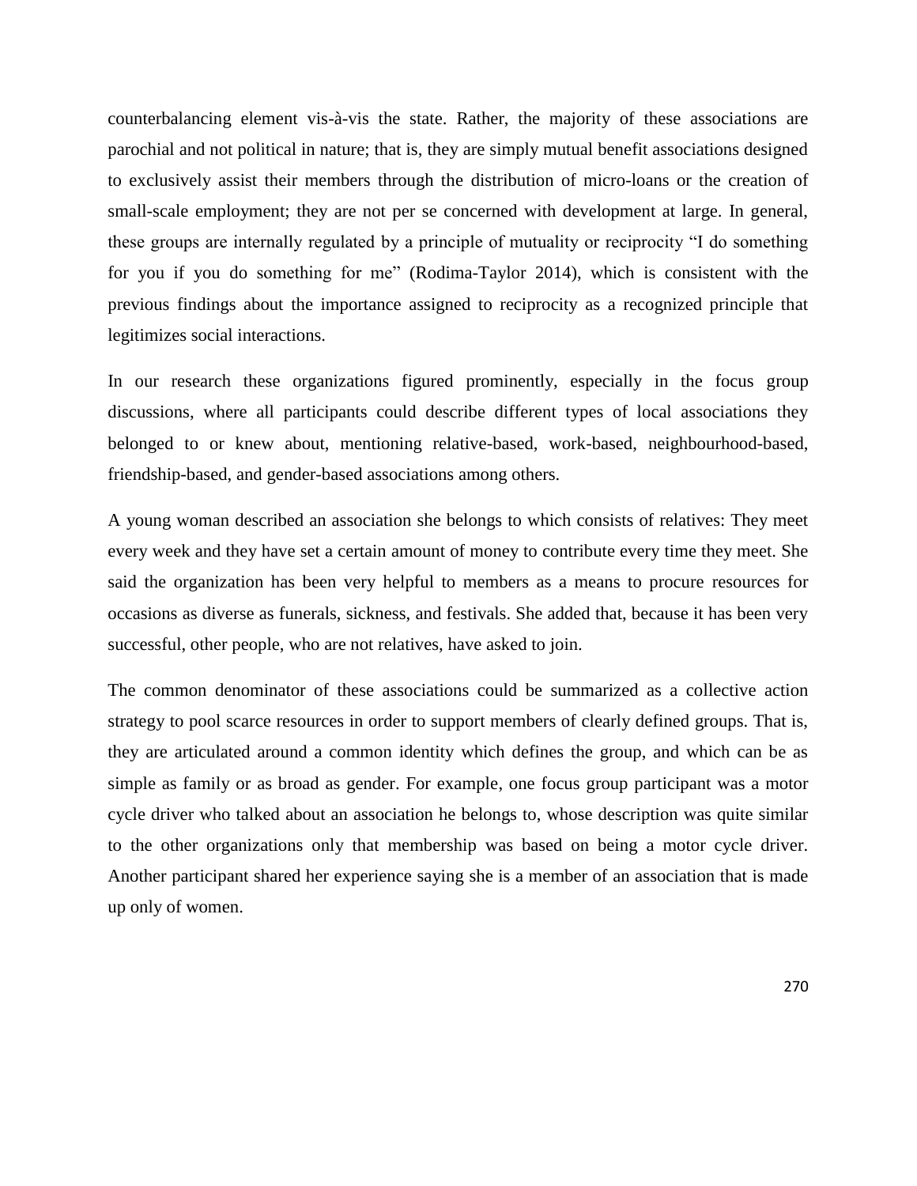counterbalancing element vis-à-vis the state. Rather, the majority of these associations are parochial and not political in nature; that is, they are simply mutual benefit associations designed to exclusively assist their members through the distribution of micro-loans or the creation of small-scale employment; they are not per se concerned with development at large. In general, these groups are internally regulated by a principle of mutuality or reciprocity "I do something for you if you do something for me" (Rodima-Taylor 2014), which is consistent with the previous findings about the importance assigned to reciprocity as a recognized principle that legitimizes social interactions.

In our research these organizations figured prominently, especially in the focus group discussions, where all participants could describe different types of local associations they belonged to or knew about, mentioning relative-based, work-based, neighbourhood-based, friendship-based, and gender-based associations among others.

A young woman described an association she belongs to which consists of relatives: They meet every week and they have set a certain amount of money to contribute every time they meet. She said the organization has been very helpful to members as a means to procure resources for occasions as diverse as funerals, sickness, and festivals. She added that, because it has been very successful, other people, who are not relatives, have asked to join.

The common denominator of these associations could be summarized as a collective action strategy to pool scarce resources in order to support members of clearly defined groups. That is, they are articulated around a common identity which defines the group, and which can be as simple as family or as broad as gender. For example, one focus group participant was a motor cycle driver who talked about an association he belongs to, whose description was quite similar to the other organizations only that membership was based on being a motor cycle driver. Another participant shared her experience saying she is a member of an association that is made up only of women.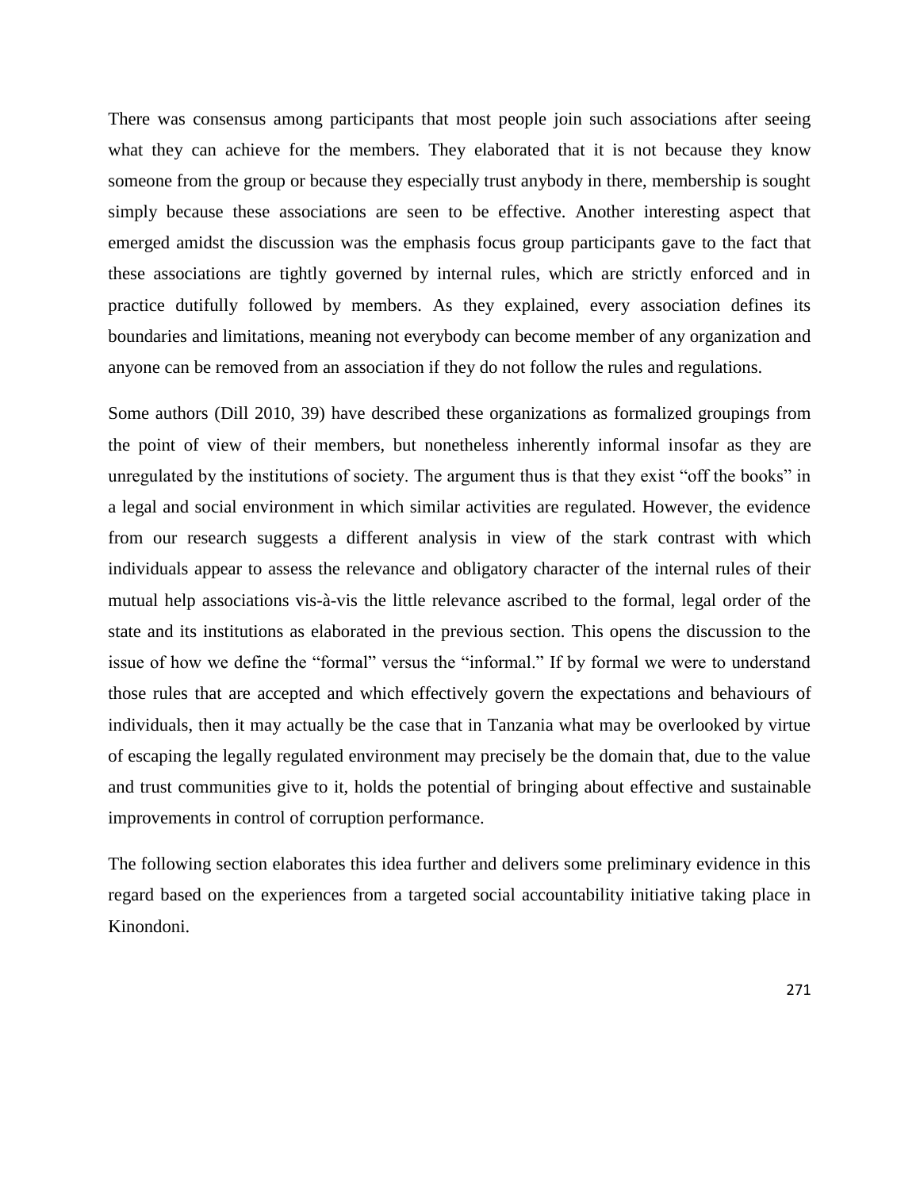There was consensus among participants that most people join such associations after seeing what they can achieve for the members. They elaborated that it is not because they know someone from the group or because they especially trust anybody in there, membership is sought simply because these associations are seen to be effective. Another interesting aspect that emerged amidst the discussion was the emphasis focus group participants gave to the fact that these associations are tightly governed by internal rules, which are strictly enforced and in practice dutifully followed by members. As they explained, every association defines its boundaries and limitations, meaning not everybody can become member of any organization and anyone can be removed from an association if they do not follow the rules and regulations.

Some authors (Dill 2010, 39) have described these organizations as formalized groupings from the point of view of their members, but nonetheless inherently informal insofar as they are unregulated by the institutions of society. The argument thus is that they exist "off the books" in a legal and social environment in which similar activities are regulated. However, the evidence from our research suggests a different analysis in view of the stark contrast with which individuals appear to assess the relevance and obligatory character of the internal rules of their mutual help associations vis-à-vis the little relevance ascribed to the formal, legal order of the state and its institutions as elaborated in the previous section. This opens the discussion to the issue of how we define the "formal" versus the "informal." If by formal we were to understand those rules that are accepted and which effectively govern the expectations and behaviours of individuals, then it may actually be the case that in Tanzania what may be overlooked by virtue of escaping the legally regulated environment may precisely be the domain that, due to the value and trust communities give to it, holds the potential of bringing about effective and sustainable improvements in control of corruption performance.

The following section elaborates this idea further and delivers some preliminary evidence in this regard based on the experiences from a targeted social accountability initiative taking place in Kinondoni.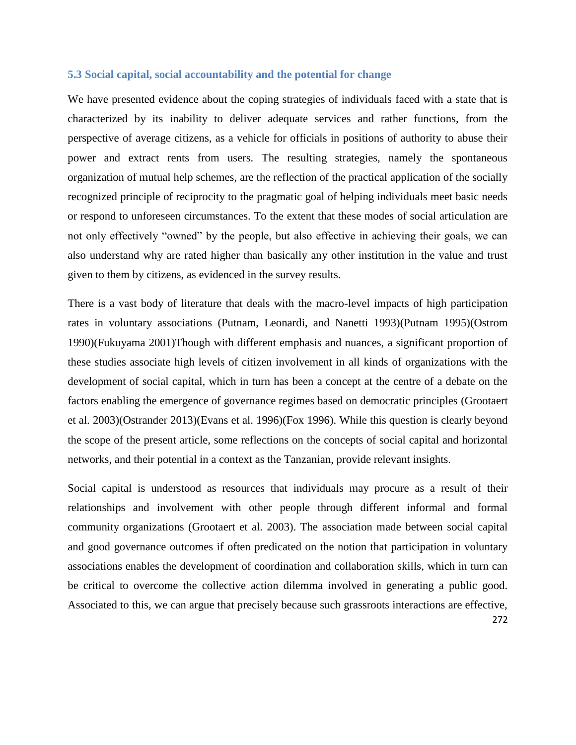### 5.3 Social capital, social accountability and the potential for change

We have presented evidence about the coping strategies of individuals faced with a state that is characterized by its inability to deliver adequate services and rather functions, from the perspective of average citizens, as a vehicle for officials in positions of authority to abuse their power and extract rents from users. The resulting strategies, namely the spontaneous organization of mutual help schemes, are the reflection of the practical application of the socially recognized principle of reciprocity to the pragmatic goal of helping individuals meet basic needs or respond to unforeseen circumstances. To the extent that these modes of social articulation are not only effectively "owned" by the people, but also effective in achieving their goals, we can also understand why are rated higher than basically any other institution in the value and trust given to them by citizens, as evidenced in the survey results.

There is a vast body of literature that deals with the macro-level impacts of high participation rates in voluntary associations (Putnam, Leonardi, and Nanetti 1993)(Putnam 1995)(Ostrom 1990)(Fukuyama 2001)Though with different emphasis and nuances, a significant proportion of these studies associate high levels of citizen involvement in all kinds of organizations with the development of social capital, which in turn has been a concept at the centre of a debate on the factors enabling the emergence of governance regimes based on democratic principles (Grootaert et al. 2003)(Ostrander 2013)(Evans et al. 1996)(Fox 1996). While this question is clearly beyond the scope of the present article, some reflections on the concepts of social capital and horizontal networks, and their potential in a context as the Tanzanian, provide relevant insights.

Social capital is understood as resources that individuals may procure as a result of their relationships and involvement with other people through different informal and formal community organizations (Grootaert et al. 2003). The association made between social capital and good governance outcomes if often predicated on the notion that participation in voluntary associations enables the development of coordination and collaboration skills, which in turn can be critical to overcome the collective action dilemma involved in generating a public good. Associated to this, we can argue that precisely because such grassroots interactions are effective,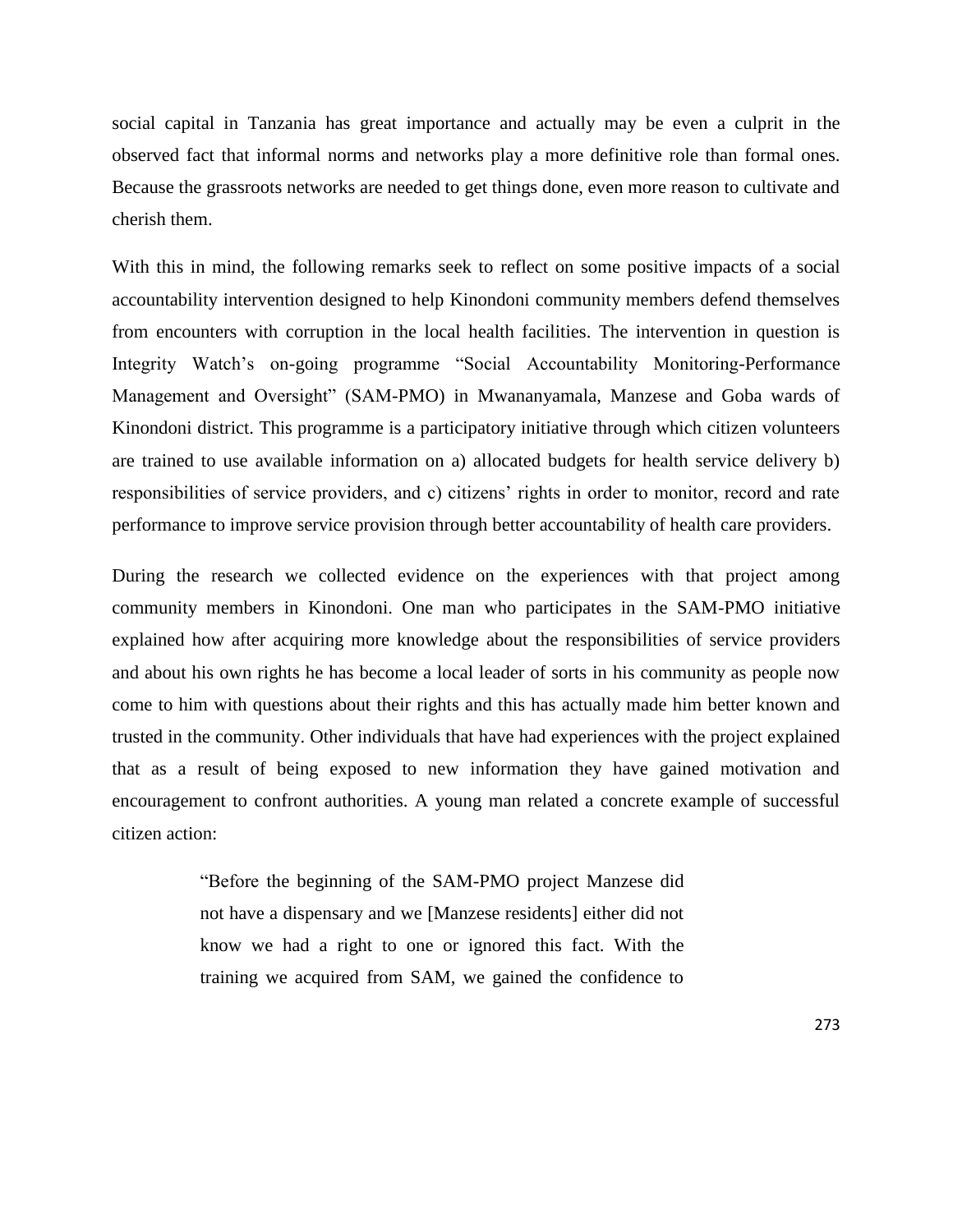social capital in Tanzania has great importance and actually may be even a culprit in the observed fact that informal norms and networks play a more definitive role than formal ones. Because the grassroots networks are needed to get things done, even more reason to cultivate and cherish them.

With this in mind, the following remarks seek to reflect on some positive impacts of a social accountability intervention designed to help Kinondoni community members defend themselves from encounters with corruption in the local health facilities. The intervention in question is Integrity Watch's on-going programme "Social Accountability Monitoring-Performance Management and Oversight" (SAM-PMO) in Mwananyamala, Manzese and Goba wards of Kinondoni district. This programme is a participatory initiative through which citizen volunteers are trained to use available information on a) allocated budgets for health service delivery b) responsibilities of service providers, and c) citizens' rights in order to monitor, record and rate performance to improve service provision through better accountability of health care providers.

During the research we collected evidence on the experiences with that project among community members in Kinondoni. One man who participates in the SAM-PMO initiative explained how after acquiring more knowledge about the responsibilities of service providers and about his own rights he has become a local leader of sorts in his community as people now come to him with questions about their rights and this has actually made him better known and trusted in the community. Other individuals that have had experiences with the project explained that as a result of being exposed to new information they have gained motivation and encouragement to confront authorities. A young man related a concrete example of successful citizen action:

> "Before the beginning of the SAM-PMO project Manzese did not have a dispensary and we [Manzese residents] either did not know we had a right to one or ignored this fact. With the training we acquired from SAM, we gained the confidence to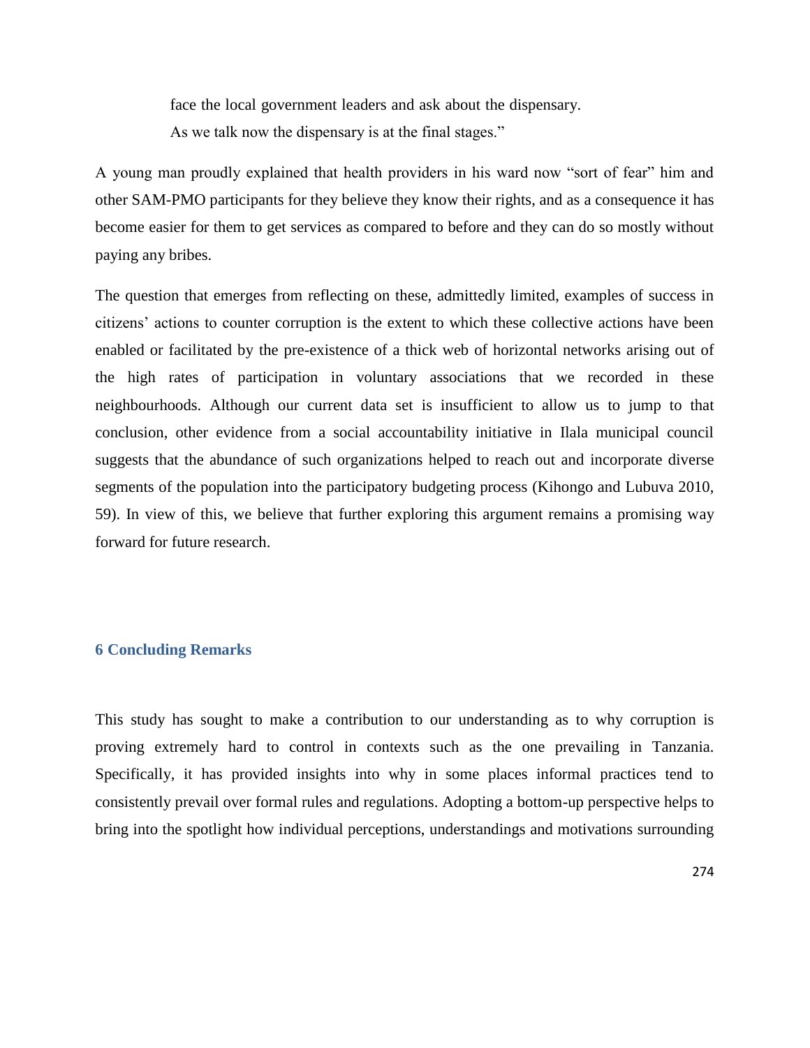> face the local government leaders and ask about the dispensary. As we talk now the dispensary is at the final stages."

A young man proudly explained that health providers in his ward now "sort of fear" him and other SAM-PMO participants for they believe they know their rights, and as a consequence it has become easier for them to get services as compared to before and they can do so mostly without paying any bribes.

The question that emerges from reflecting on these, admittedly limited, examples of success in citizens' actions to counter corruption is the extent to which these collective actions have been enabled or facilitated by the pre-existence of a thick web of horizontal networks arising out of the high rates of participation in voluntary associations that we recorded in these neighbourhoods. Although our current data set is insufficient to allow us to jump to that conclusion, other evidence from a social accountability initiative in Ilala municipal council suggests that the abundance of such organizations helped to reach out and incorporate diverse segments of the population into the participatory budgeting process (Kihongo and Lubuva 2010, 59). In view of this, we believe that further exploring this argument remains a promising way forward for future research.

## 6 Concluding Remarks

This study has sought to make a contribution to our understanding as to why corruption is proving extremely hard to control in contexts such as the one prevailing in Tanzania. Specifically, it has provided insights into why in some places informal practices tend to consistently prevail over formal rules and regulations. Adopting a bottom-up perspective helps to bring into the spotlight how individual perceptions, understandings and motivations surrounding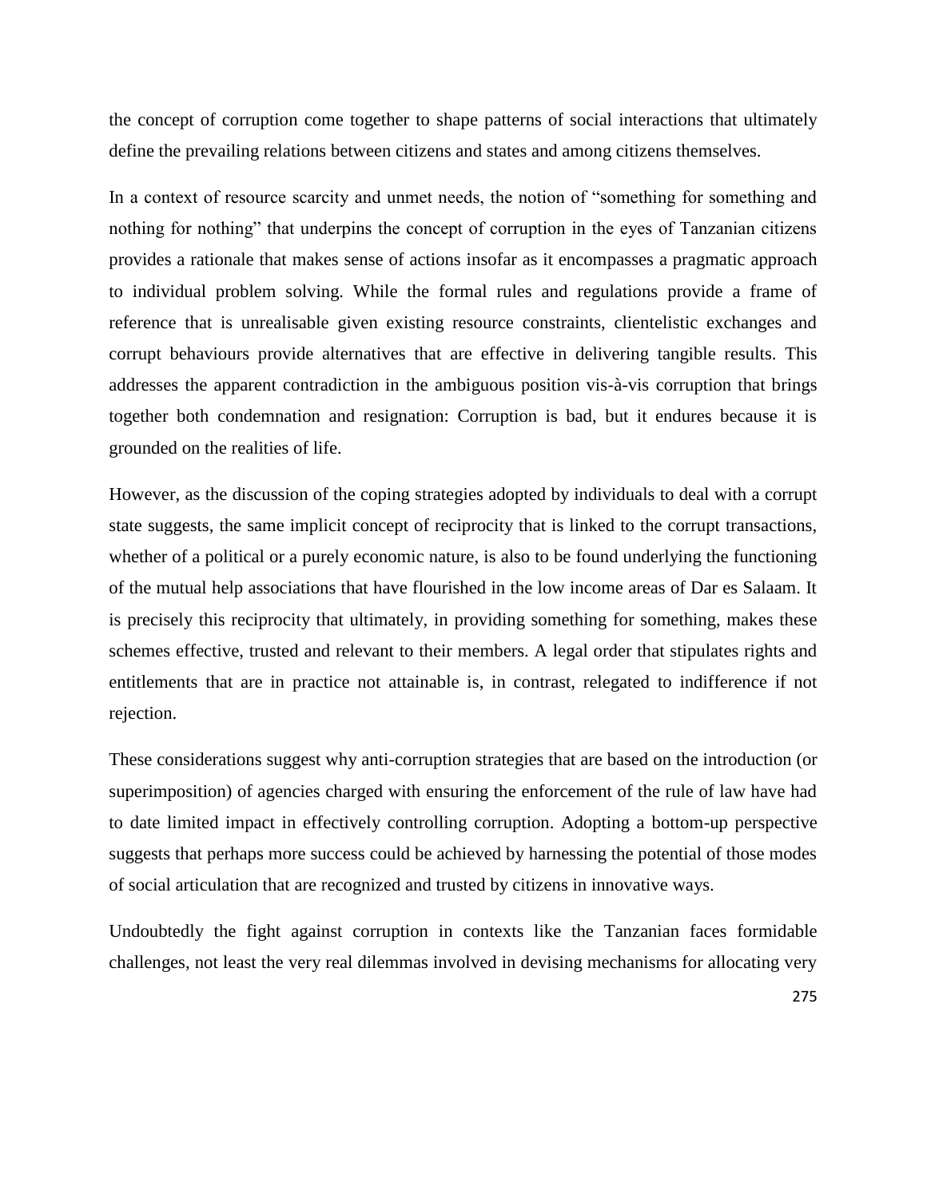the concept of corruption come together to shape patterns of social interactions that ultimately define the prevailing relations between citizens and states and among citizens themselves.

In a context of resource scarcity and unmet needs, the notion of "something for something and nothing for nothing" that underpins the concept of corruption in the eyes of Tanzanian citizens provides a rationale that makes sense of actions insofar as it encompasses a pragmatic approach to individual problem solving. While the formal rules and regulations provide a frame of reference that is unrealisable given existing resource constraints, clientelistic exchanges and corrupt behaviours provide alternatives that are effective in delivering tangible results. This addresses the apparent contradiction in the ambiguous position vis-à-vis corruption that brings together both condemnation and resignation: Corruption is bad, but it endures because it is grounded on the realities of life.

However, as the discussion of the coping strategies adopted by individuals to deal with a corrupt state suggests, the same implicit concept of reciprocity that is linked to the corrupt transactions, whether of a political or a purely economic nature, is also to be found underlying the functioning of the mutual help associations that have flourished in the low income areas of Dar es Salaam. It is precisely this reciprocity that ultimately, in providing something for something, makes these schemes effective, trusted and relevant to their members. A legal order that stipulates rights and entitlements that are in practice not attainable is, in contrast, relegated to indifference if not rejection.

These considerations suggest why anti-corruption strategies that are based on the introduction (or superimposition) of agencies charged with ensuring the enforcement of the rule of law have had to date limited impact in effectively controlling corruption. Adopting a bottom-up perspective suggests that perhaps more success could be achieved by harnessing the potential of those modes of social articulation that are recognized and trusted by citizens in innovative ways.

Undoubtedly the fight against corruption in contexts like the Tanzanian faces formidable challenges, not least the very real dilemmas involved in devising mechanisms for allocating very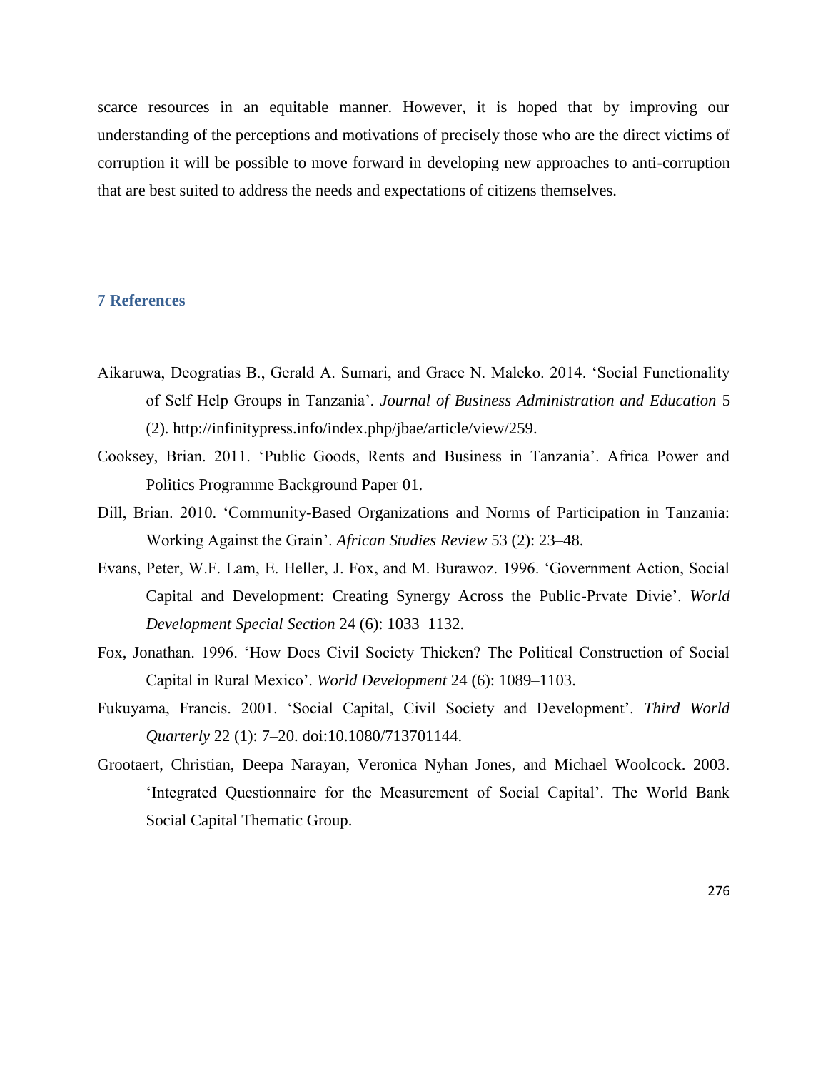scarce resources in an equitable manner. However, it is hoped that by improving our understanding of the perceptions and motivations of precisely those who are the direct victims of corruption it will be possible to move forward in developing new approaches to anti-corruption that are best suited to address the needs and expectations of citizens themselves.

## 7 References

Aikaruwa, Deogratias B., Gerald A. Sumari, and Grace N. Maleko. 2014. 'Social Functionality of Self Help Groups in Tanzania'. *Journal of Business Administration and Education* 5 (2). http://infinitypress.info/index.php/jbae/article/view/259.

Cooksey, Brian. 2011. 'Public Goods, Rents and Business in Tanzania'. Africa Power and Politics Programme Background Paper 01.

Dill, Brian. 2010. 'Community-Based Organizations and Norms of Participation in Tanzania: Working Against the Grain'. *African Studies Review* 53 (2): 23–48.

Evans, Peter, W.F. Lam, E. Heller, J. Fox, and M. Burawoz. 1996. 'Government Action, Social Capital and Development: Creating Synergy Across the Public-Prvate Divie'. *World Development Special Section* 24 (6): 1033–1132.

Fox, Jonathan. 1996. 'How Does Civil Society Thicken? The Political Construction of Social Capital in Rural Mexico'. *World Development* 24 (6): 1089–1103.

Fukuyama, Francis. 2001. 'Social Capital, Civil Society and Development'. *Third World Quarterly* 22 (1): 7–20. doi:10.1080/713701144.

Grootaert, Christian, Deepa Narayan, Veronica Nyhan Jones, and Michael Woolcock. 2003. 'Integrated Questionnaire for the Measurement of Social Capital'. The World Bank Social Capital Thematic Group.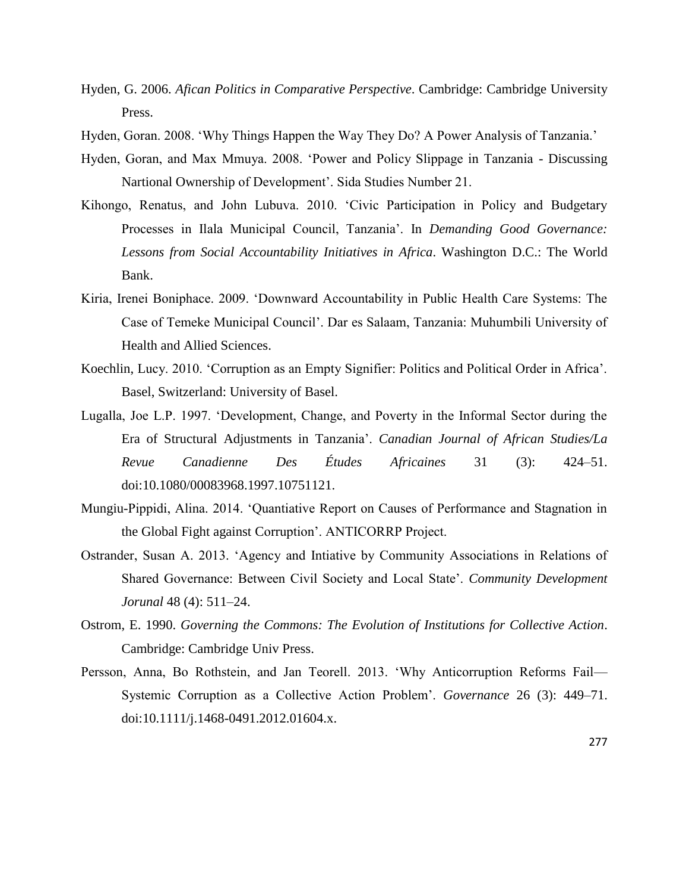Hyden, G. 2006. *Afican Politics in Comparative Perspective*. Cambridge: Cambridge University Press.

Hyden, Goran. 2008. 'Why Things Happen the Way They Do? A Power Analysis of Tanzania.'

Hyden, Goran, and Max Mmuya. 2008. 'Power and Policy Slippage in Tanzania - Discussing Nartional Ownership of Development'. Sida Studies Number 21.

Kihongo, Renatus, and John Lubuva. 2010. 'Civic Participation in Policy and Budgetary Processes in Ilala Municipal Council, Tanzania'. In *Demanding Good Governance: Lessons from Social Accountability Initiatives in Africa*. Washington D.C.: The World Bank.

Kiria, Irenei Boniphace. 2009. 'Downward Accountability in Public Health Care Systems: The Case of Temeke Municipal Council'. Dar es Salaam, Tanzania: Muhumbili University of Health and Allied Sciences.

Koechlin, Lucy. 2010. 'Corruption as an Empty Signifier: Politics and Political Order in Africa'. Basel, Switzerland: University of Basel.

Lugalla, Joe L.P. 1997. 'Development, Change, and Poverty in the Informal Sector during the Era of Structural Adjustments in Tanzania'. *Canadian Journal of African Studies/La Revue Canadienne Des Études Africaines* 31 (3): 424–51. doi:10.1080/00083968.1997.10751121.

Mungiu-Pippidi, Alina. 2014. 'Quantiative Report on Causes of Performance and Stagnation in the Global Fight against Corruption'. ANTICORRP Project.

Ostrander, Susan A. 2013. 'Agency and Intiative by Community Associations in Relations of Shared Governance: Between Civil Society and Local State'. *Community Development Jorunal* 48 (4): 511–24.

Ostrom, E. 1990. *Governing the Commons: The Evolution of Institutions for Collective Action*. Cambridge: Cambridge Univ Press.

Persson, Anna, Bo Rothstein, and Jan Teorell. 2013. 'Why Anticorruption Reforms Fail—Systemic Corruption as a Collective Action Problem'. *Governance* 26 (3): 449–71. doi:10.1111/j.1468-0491.2012.01604.x.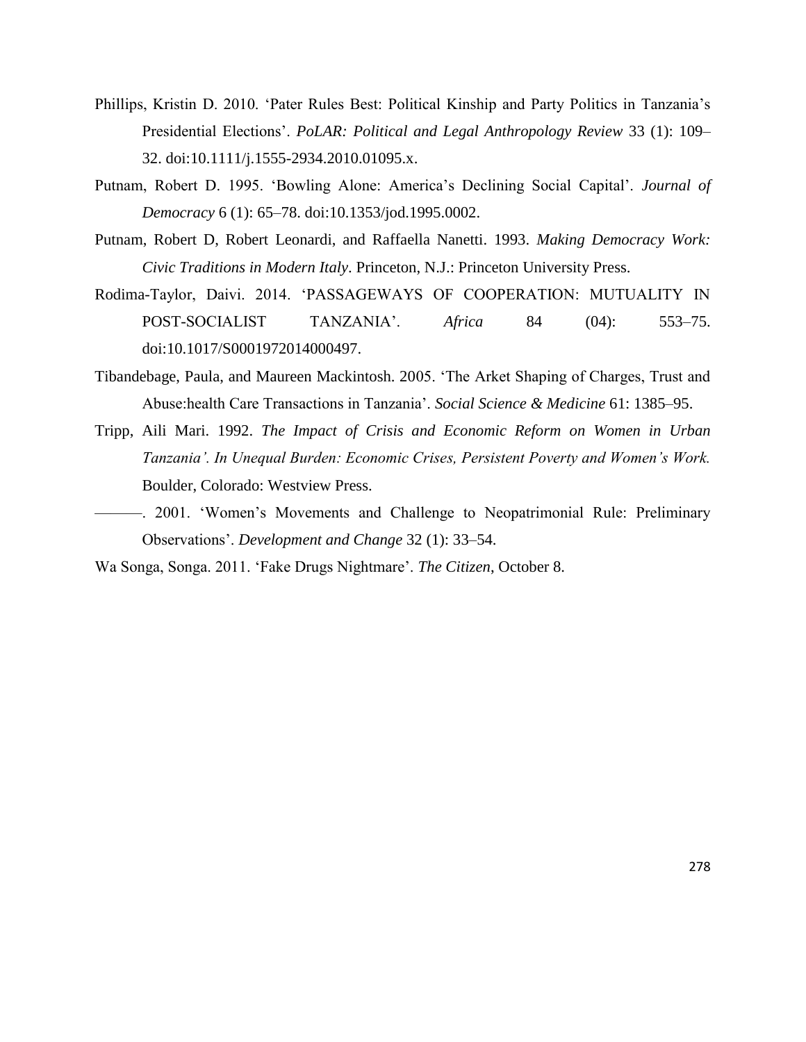Phillips, Kristin D. 2010. ‘Pater Rules Best: Political Kinship and Party Politics in Tanzania’s Presidential Elections’. *PoLAR: Political and Legal Anthropology Review* 33 (1): 109–32. doi:10.1111/j.1555-2934.2010.01095.x.

Putnam, Robert D. 1995. ‘Bowling Alone: America’s Declining Social Capital’. *Journal of Democracy* 6 (1): 65–78. doi:10.1353/jod.1995.0002.

Putnam, Robert D, Robert Leonardi, and Raffaella Nanetti. 1993. *Making Democracy Work: Civic Traditions in Modern Italy*. Princeton, N.J.: Princeton University Press.

Rodima-Taylor, Daivi. 2014. ‘PASSAGEWAYS OF COOPERATION: MUTUALITY IN POST-SOCIALIST TANZANIA’. *Africa* 84 (04): 553–75. doi:10.1017/S0001972014000497.

Tibandebage, Paula, and Maureen Mackintosh. 2005. ‘The Arket Shaping of Charges, Trust and Abuse:health Care Transactions in Tanzania’. *Social Science & Medicine* 61: 1385–95.

Tripp, Aili Mari. 1992. *The Impact of Crisis and Economic Reform on Women in Urban Tanzania’. In Unequal Burden: Economic Crises, Persistent Poverty and Women’s Work.* Boulder, Colorado: Westview Press.

———. 2001. ‘Women’s Movements and Challenge to Neopatrimonial Rule: Preliminary Observations’. *Development and Change* 32 (1): 33–54.

Wa Songa, Songa. 2011. ‘Fake Drugs Nightmare’. *The Citizen*, October 8.